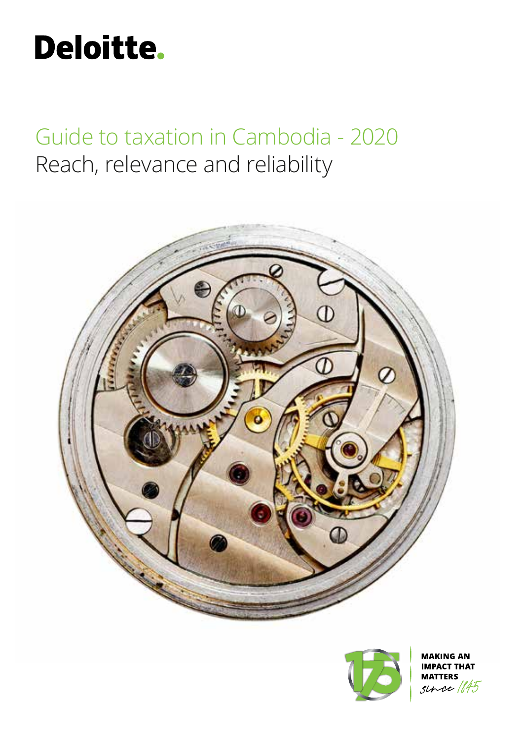Deloitte.

# Guide to taxation in Cambodia - 2020

## Reach, relevance and reliability

MAKING AN IMPACT THAT MATTERS

since 1845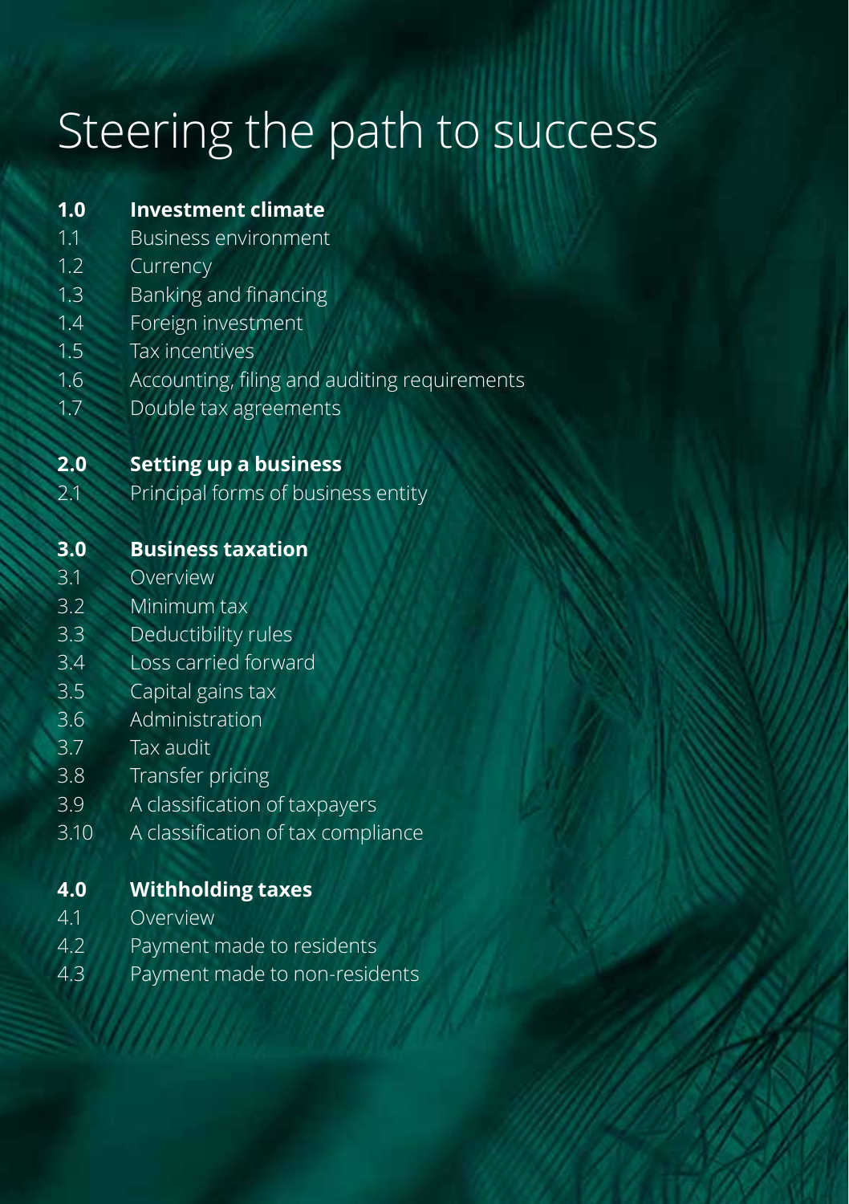# Steering the path to success

**1.0 Investment climate**

1.1 Business environment
1.2 Currency
1.3 Banking and financing
1.4 Foreign investment
1.5 Tax incentives
1.6 Accounting, filing and auditing requirements
1.7 Double tax agreements

**2.0 Setting up a business**

2.1 Principal forms of business entity

**3.0 Business taxation**

3.1 Overview
3.2 Minimum tax
3.3 Deductibility rules
3.4 Loss carried forward
3.5 Capital gains tax
3.6 Administration
3.7 Tax audit
3.8 Transfer pricing
3.9 A classification of taxpayers
3.10 A classification of tax compliance

**4.0 Withholding taxes**

4.1 Overview
4.2 Payment made to residents
4.3 Payment made to non-residents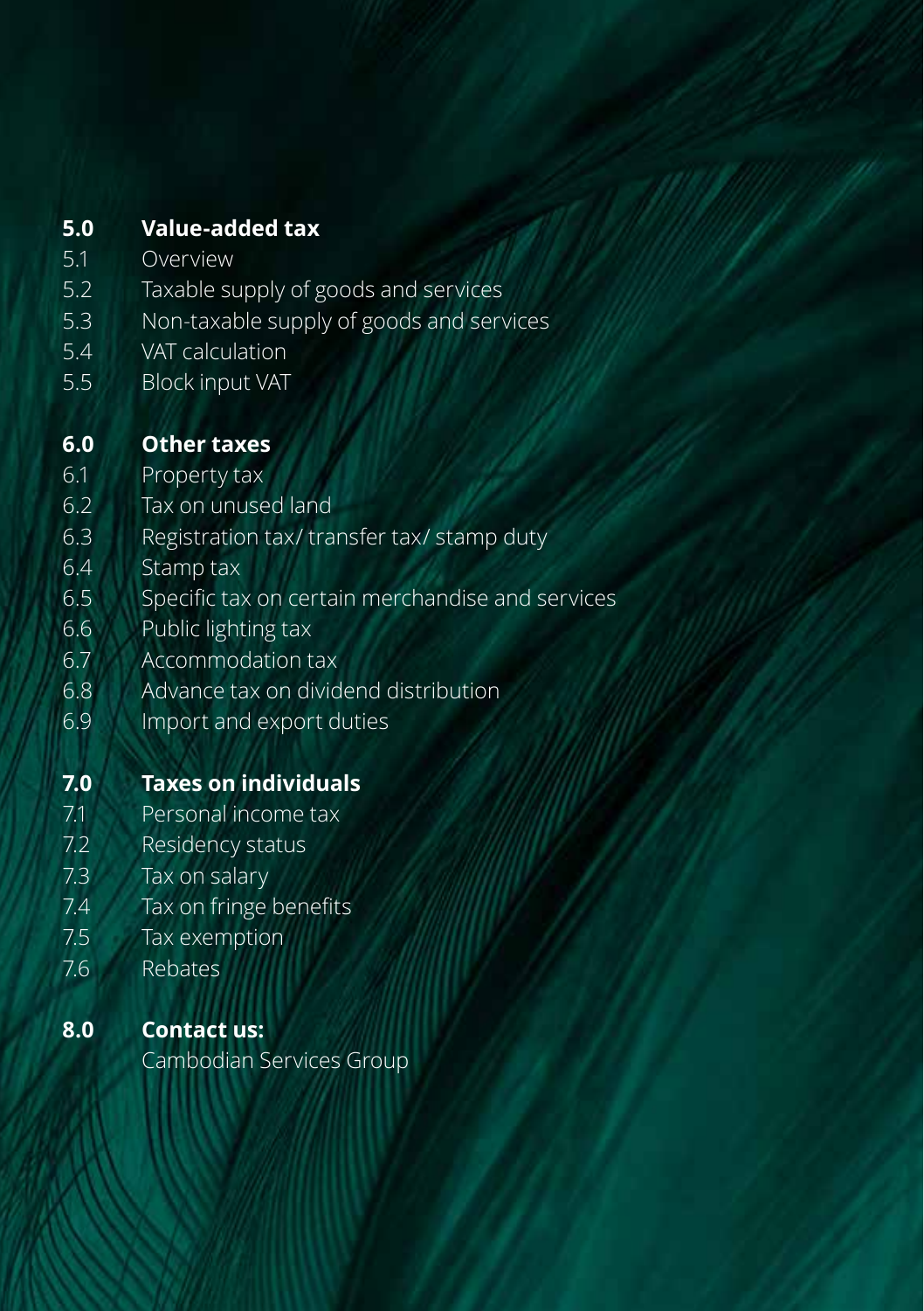**5.0 Value-added tax**

- 5.1 Overview
- 5.2 Taxable supply of goods and services
- 5.3 Non-taxable supply of goods and services
- 5.4 VAT calculation
- 5.5 Block input VAT

**6.0 Other taxes**

- 6.1 Property tax
- 6.2 Tax on unused land
- 6.3 Registration tax/ transfer tax/ stamp duty
- 6.4 Stamp tax
- 6.5 Specific tax on certain merchandise and services
- 6.6 Public lighting tax
- 6.7 Accommodation tax
- 6.8 Advance tax on dividend distribution
- 6.9 Import and export duties

**7.0 Taxes on individuals**

- 7.1 Personal income tax
- 7.2 Residency status
- 7.3 Tax on salary
- 7.4 Tax on fringe benefits
- 7.5 Tax exemption
- 7.6 Rebates

**8.0 Contact us:**

Cambodian Services Group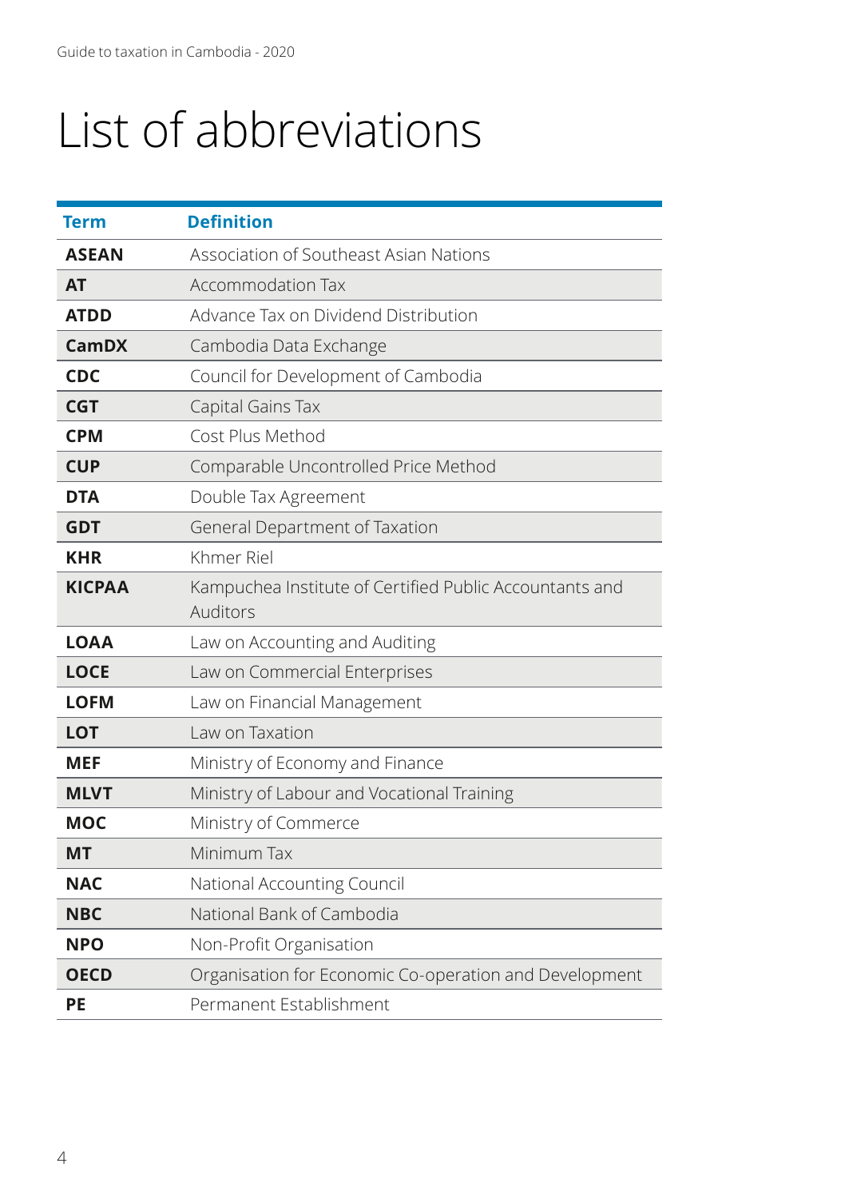# List of abbreviations

| Term | Definition |
|---|---|
| **ASEAN** | Association of Southeast Asian Nations |
| **AT** | Accommodation Tax |
| **ATDD** | Advance Tax on Dividend Distribution |
| **CamDX** | Cambodia Data Exchange |
| **CDC** | Council for Development of Cambodia |
| **CGT** | Capital Gains Tax |
| **CPM** | Cost Plus Method |
| **CUP** | Comparable Uncontrolled Price Method |
| **DTA** | Double Tax Agreement |
| **GDT** | General Department of Taxation |
| **KHR** | Khmer Riel |
| **KICPAA** | Kampuchea Institute of Certified Public Accountants and Auditors |
| **LOAA** | Law on Accounting and Auditing |
| **LOCE** | Law on Commercial Enterprises |
| **LOFM** | Law on Financial Management |
| **LOT** | Law on Taxation |
| **MEF** | Ministry of Economy and Finance |
| **MLVT** | Ministry of Labour and Vocational Training |
| **MOC** | Ministry of Commerce |
| **MT** | Minimum Tax |
| **NAC** | National Accounting Council |
| **NBC** | National Bank of Cambodia |
| **NPO** | Non-Profit Organisation |
| **OECD** | Organisation for Economic Co-operation and Development |
| **PE** | Permanent Establishment |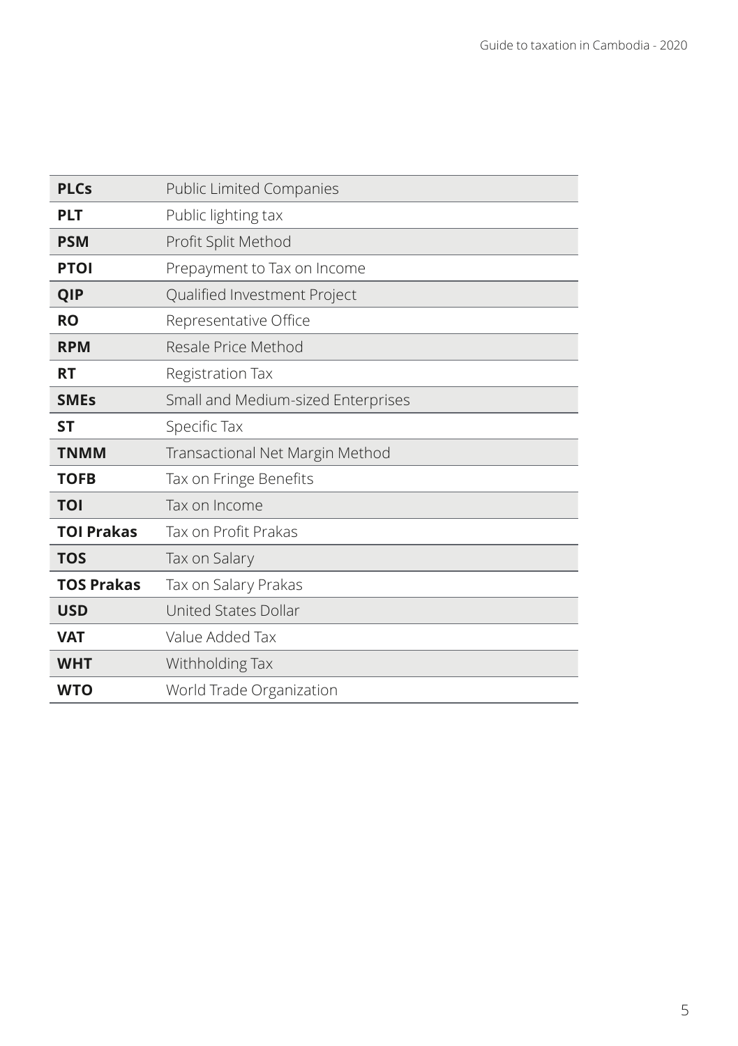| | |
|---|---|
| **PLCs** | Public Limited Companies |
| **PLT** | Public lighting tax |
| **PSM** | Profit Split Method |
| **PTOI** | Prepayment to Tax on Income |
| **QIP** | Qualified Investment Project |
| **RO** | Representative Office |
| **RPM** | Resale Price Method |
| **RT** | Registration Tax |
| **SMEs** | Small and Medium-sized Enterprises |
| **ST** | Specific Tax |
| **TNMM** | Transactional Net Margin Method |
| **TOFB** | Tax on Fringe Benefits |
| **TOI** | Tax on Income |
| **TOI Prakas** | Tax on Profit Prakas |
| **TOS** | Tax on Salary |
| **TOS Prakas** | Tax on Salary Prakas |
| **USD** | United States Dollar |
| **VAT** | Value Added Tax |
| **WHT** | Withholding Tax |
| **WTO** | World Trade Organization |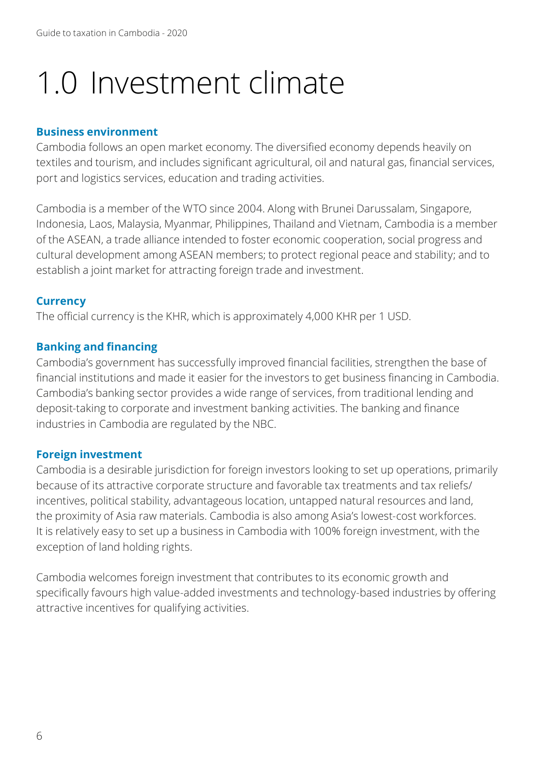# 1.0 Investment climate

### Business environment

Cambodia follows an open market economy. The diversified economy depends heavily on textiles and tourism, and includes significant agricultural, oil and natural gas, financial services, port and logistics services, education and trading activities.

Cambodia is a member of the WTO since 2004. Along with Brunei Darussalam, Singapore, Indonesia, Laos, Malaysia, Myanmar, Philippines, Thailand and Vietnam, Cambodia is a member of the ASEAN, a trade alliance intended to foster economic cooperation, social progress and cultural development among ASEAN members; to protect regional peace and stability; and to establish a joint market for attracting foreign trade and investment.

### Currency

The official currency is the KHR, which is approximately 4,000 KHR per 1 USD.

### Banking and financing

Cambodia's government has successfully improved financial facilities, strengthen the base of financial institutions and made it easier for the investors to get business financing in Cambodia. Cambodia's banking sector provides a wide range of services, from traditional lending and deposit-taking to corporate and investment banking activities. The banking and finance industries in Cambodia are regulated by the NBC.

### Foreign investment

Cambodia is a desirable jurisdiction for foreign investors looking to set up operations, primarily because of its attractive corporate structure and favorable tax treatments and tax reliefs/incentives, political stability, advantageous location, untapped natural resources and land, the proximity of Asia raw materials. Cambodia is also among Asia's lowest-cost workforces. It is relatively easy to set up a business in Cambodia with 100% foreign investment, with the exception of land holding rights.

Cambodia welcomes foreign investment that contributes to its economic growth and specifically favours high value-added investments and technology-based industries by offering attractive incentives for qualifying activities.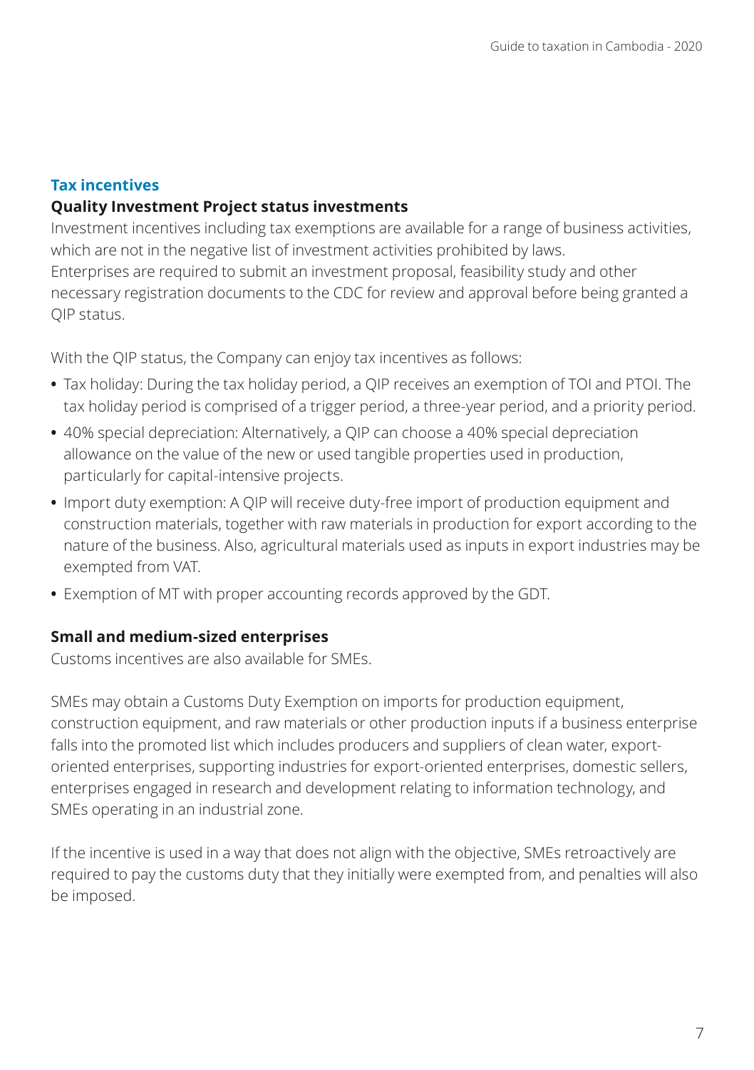## Tax incentives

### Quality Investment Project status investments

Investment incentives including tax exemptions are available for a range of business activities, which are not in the negative list of investment activities prohibited by laws.
Enterprises are required to submit an investment proposal, feasibility study and other necessary registration documents to the CDC for review and approval before being granted a QIP status.

With the QIP status, the Company can enjoy tax incentives as follows:

- Tax holiday: During the tax holiday period, a QIP receives an exemption of TOI and PTOI. The tax holiday period is comprised of a trigger period, a three-year period, and a priority period.
- 40% special depreciation: Alternatively, a QIP can choose a 40% special depreciation allowance on the value of the new or used tangible properties used in production, particularly for capital-intensive projects.
- Import duty exemption: A QIP will receive duty-free import of production equipment and construction materials, together with raw materials in production for export according to the nature of the business. Also, agricultural materials used as inputs in export industries may be exempted from VAT.
- Exemption of MT with proper accounting records approved by the GDT.

### Small and medium-sized enterprises

Customs incentives are also available for SMEs.

SMEs may obtain a Customs Duty Exemption on imports for production equipment, construction equipment, and raw materials or other production inputs if a business enterprise falls into the promoted list which includes producers and suppliers of clean water, export-oriented enterprises, supporting industries for export-oriented enterprises, domestic sellers, enterprises engaged in research and development relating to information technology, and SMEs operating in an industrial zone.

If the incentive is used in a way that does not align with the objective, SMEs retroactively are required to pay the customs duty that they initially were exempted from, and penalties will also be imposed.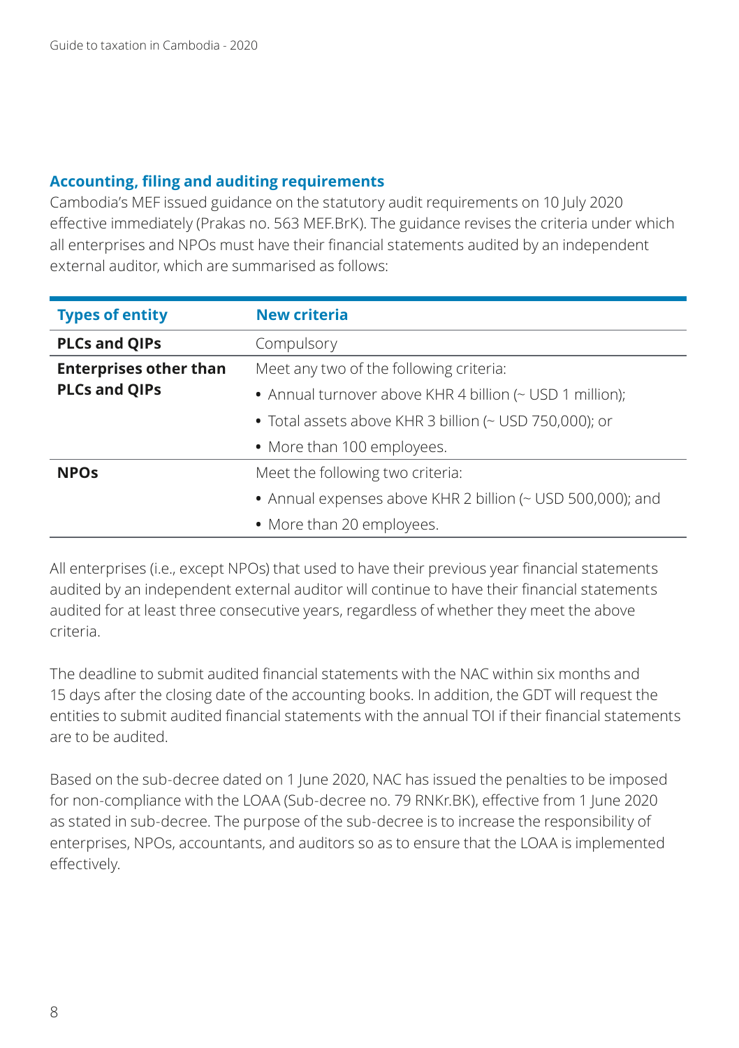## Accounting, filing and auditing requirements

Cambodia's MEF issued guidance on the statutory audit requirements on 10 July 2020 effective immediately (Prakas no. 563 MEF.BrK). The guidance revises the criteria under which all enterprises and NPOs must have their financial statements audited by an independent external auditor, which are summarised as follows:

| Types of entity | New criteria |
|---|---|
| **PLCs and QIPs** | Compulsory |
| **Enterprises other than PLCs and QIPs** | Meet any two of the following criteria:<br>• Annual turnover above KHR 4 billion (~ USD 1 million);<br>• Total assets above KHR 3 billion (~ USD 750,000); or<br>• More than 100 employees. |
| **NPOs** | Meet the following two criteria:<br>• Annual expenses above KHR 2 billion (~ USD 500,000); and<br>• More than 20 employees. |

All enterprises (i.e., except NPOs) that used to have their previous year financial statements audited by an independent external auditor will continue to have their financial statements audited for at least three consecutive years, regardless of whether they meet the above criteria.

The deadline to submit audited financial statements with the NAC within six months and 15 days after the closing date of the accounting books. In addition, the GDT will request the entities to submit audited financial statements with the annual TOI if their financial statements are to be audited.

Based on the sub-decree dated on 1 June 2020, NAC has issued the penalties to be imposed for non-compliance with the LOAA (Sub-decree no. 79 RNKr.BK), effective from 1 June 2020 as stated in sub-decree. The purpose of the sub-decree is to increase the responsibility of enterprises, NPOs, accountants, and auditors so as to ensure that the LOAA is implemented effectively.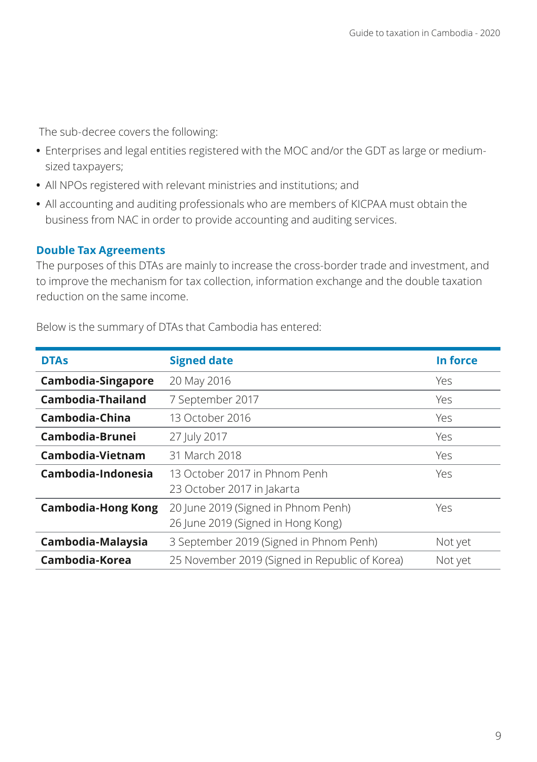The sub-decree covers the following:

- Enterprises and legal entities registered with the MOC and/or the GDT as large or medium-sized taxpayers;
- All NPOs registered with relevant ministries and institutions; and
- All accounting and auditing professionals who are members of KICPAA must obtain the business from NAC in order to provide accounting and auditing services.

### Double Tax Agreements

The purposes of this DTAs are mainly to increase the cross-border trade and investment, and to improve the mechanism for tax collection, information exchange and the double taxation reduction on the same income.

Below is the summary of DTAs that Cambodia has entered:

| DTAs | Signed date | In force |
|---|---|---|
| **Cambodia-Singapore** | 20 May 2016 | Yes |
| **Cambodia-Thailand** | 7 September 2017 | Yes |
| **Cambodia-China** | 13 October 2016 | Yes |
| **Cambodia-Brunei** | 27 July 2017 | Yes |
| **Cambodia-Vietnam** | 31 March 2018 | Yes |
| **Cambodia-Indonesia** | 13 October 2017 in Phnom Penh<br>23 October 2017 in Jakarta | Yes |
| **Cambodia-Hong Kong** | 20 June 2019 (Signed in Phnom Penh)<br>26 June 2019 (Signed in Hong Kong) | Yes |
| **Cambodia-Malaysia** | 3 September 2019 (Signed in Phnom Penh) | Not yet |
| **Cambodia-Korea** | 25 November 2019 (Signed in Republic of Korea) | Not yet |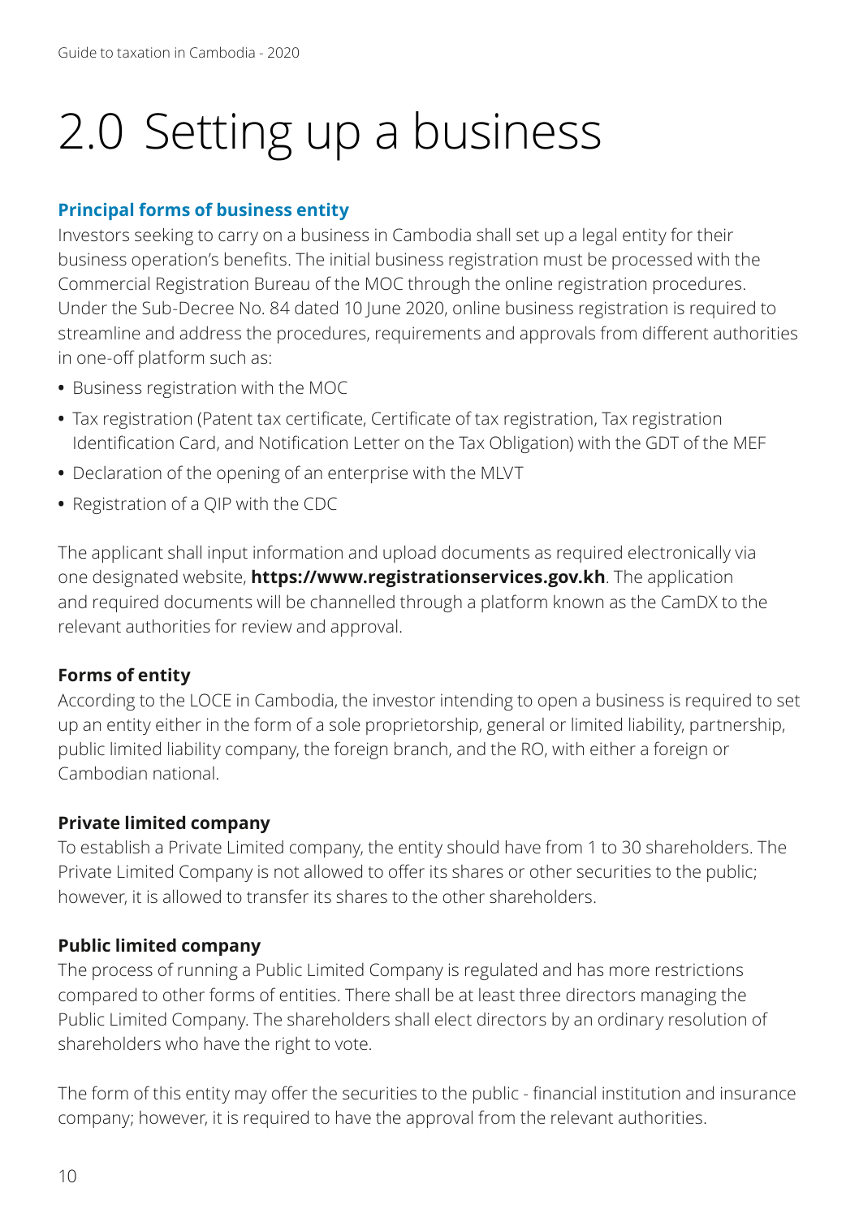# 2.0 Setting up a business

## Principal forms of business entity

Investors seeking to carry on a business in Cambodia shall set up a legal entity for their business operation's benefits. The initial business registration must be processed with the Commercial Registration Bureau of the MOC through the online registration procedures. Under the Sub-Decree No. 84 dated 10 June 2020, online business registration is required to streamline and address the procedures, requirements and approvals from different authorities in one-off platform such as:

- Business registration with the MOC
- Tax registration (Patent tax certificate, Certificate of tax registration, Tax registration Identification Card, and Notification Letter on the Tax Obligation) with the GDT of the MEF
- Declaration of the opening of an enterprise with the MLVT
- Registration of a QIP with the CDC

The applicant shall input information and upload documents as required electronically via one designated website, **https://www.registrationservices.gov.kh**. The application and required documents will be channelled through a platform known as the CamDX to the relevant authorities for review and approval.

### Forms of entity

According to the LOCE in Cambodia, the investor intending to open a business is required to set up an entity either in the form of a sole proprietorship, general or limited liability, partnership, public limited liability company, the foreign branch, and the RO, with either a foreign or Cambodian national.

### Private limited company

To establish a Private Limited company, the entity should have from 1 to 30 shareholders. The Private Limited Company is not allowed to offer its shares or other securities to the public; however, it is allowed to transfer its shares to the other shareholders.

### Public limited company

The process of running a Public Limited Company is regulated and has more restrictions compared to other forms of entities. There shall be at least three directors managing the Public Limited Company. The shareholders shall elect directors by an ordinary resolution of shareholders who have the right to vote.

The form of this entity may offer the securities to the public - financial institution and insurance company; however, it is required to have the approval from the relevant authorities.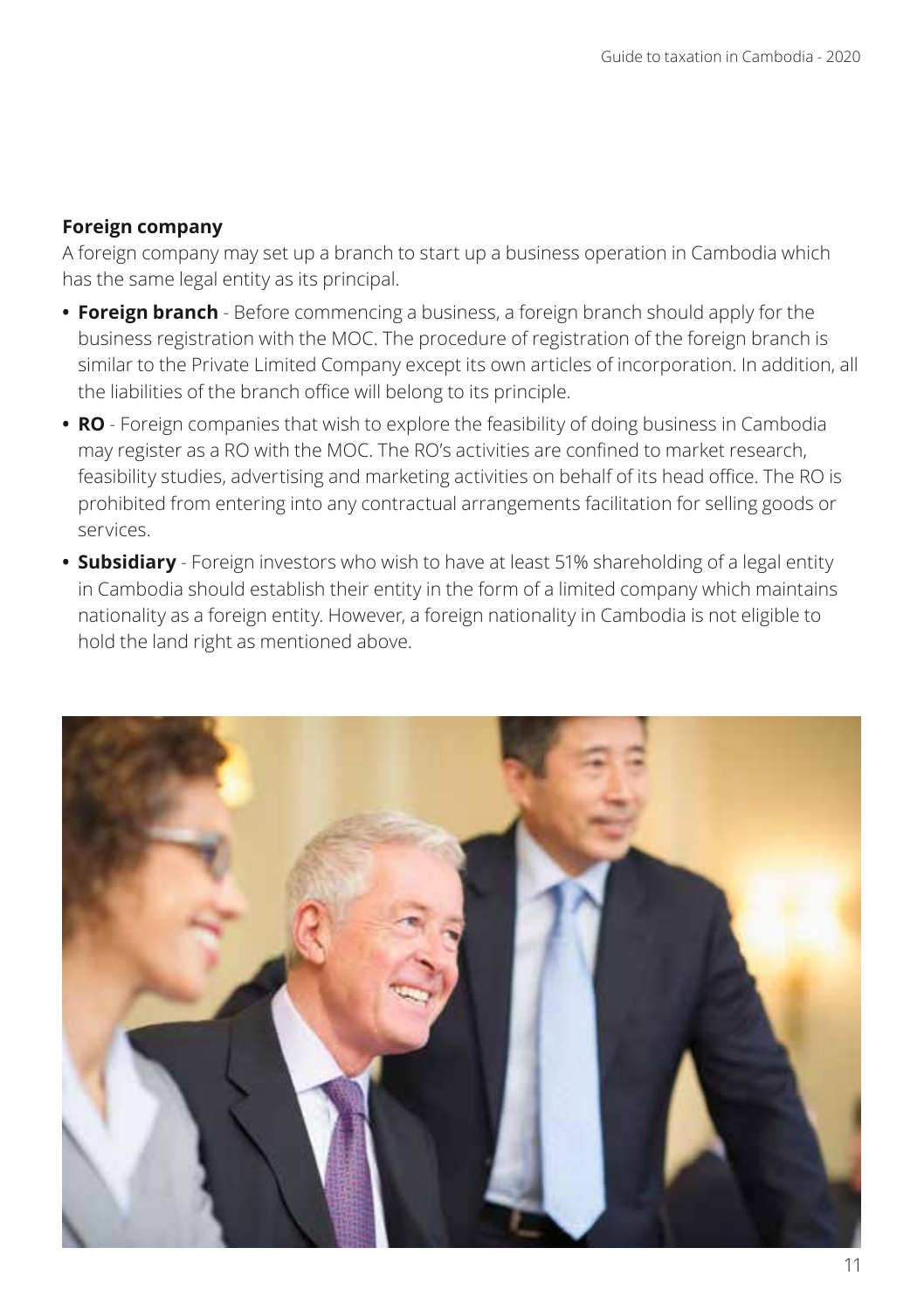**Foreign company**

A foreign company may set up a branch to start up a business operation in Cambodia which has the same legal entity as its principal.

- **Foreign branch** - Before commencing a business, a foreign branch should apply for the business registration with the MOC. The procedure of registration of the foreign branch is similar to the Private Limited Company except its own articles of incorporation. In addition, all the liabilities of the branch office will belong to its principle.
- **RO** - Foreign companies that wish to explore the feasibility of doing business in Cambodia may register as a RO with the MOC. The RO's activities are confined to market research, feasibility studies, advertising and marketing activities on behalf of its head office. The RO is prohibited from entering into any contractual arrangements facilitation for selling goods or services.
- **Subsidiary** - Foreign investors who wish to have at least 51% shareholding of a legal entity in Cambodia should establish their entity in the form of a limited company which maintains nationality as a foreign entity. However, a foreign nationality in Cambodia is not eligible to hold the land right as mentioned above.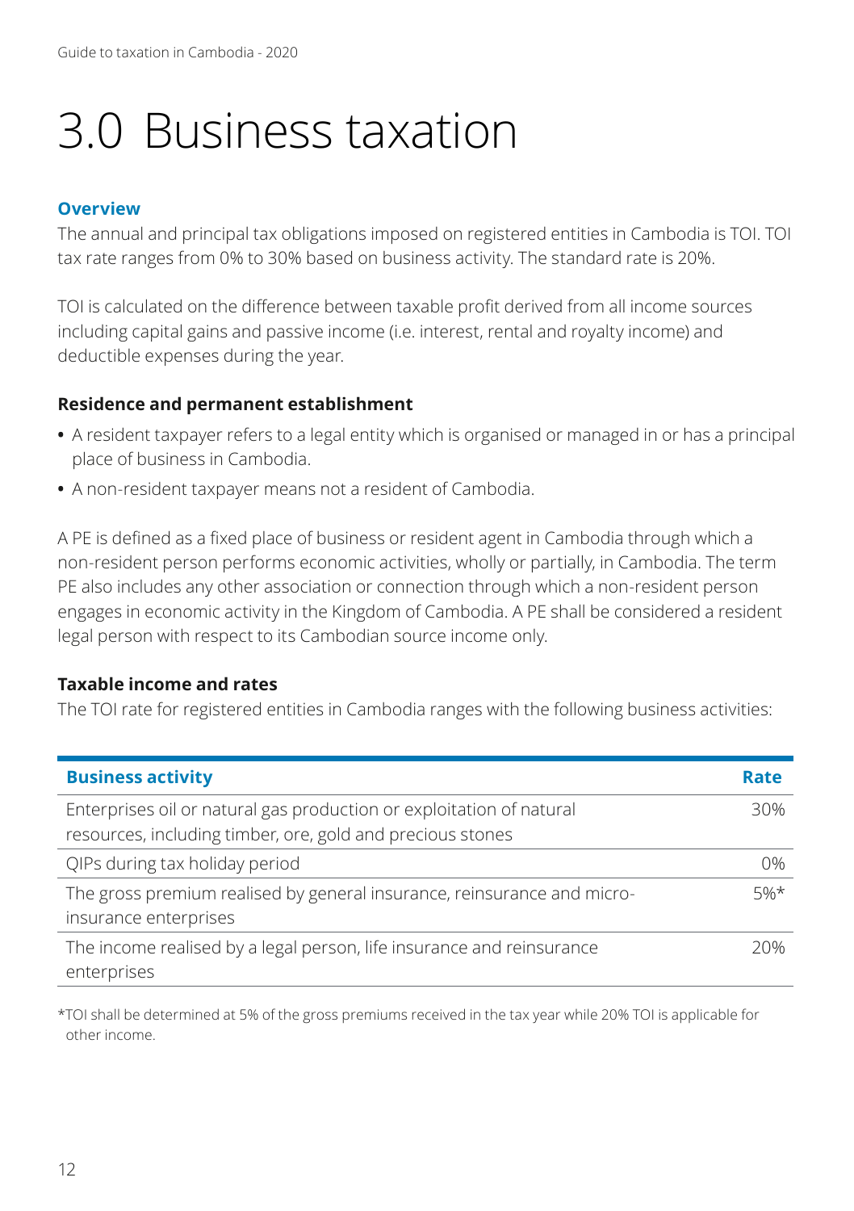# 3.0 Business taxation

### Overview

The annual and principal tax obligations imposed on registered entities in Cambodia is TOI. TOI tax rate ranges from 0% to 30% based on business activity. The standard rate is 20%.

TOI is calculated on the difference between taxable profit derived from all income sources including capital gains and passive income (i.e. interest, rental and royalty income) and deductible expenses during the year.

### Residence and permanent establishment

- A resident taxpayer refers to a legal entity which is organised or managed in or has a principal place of business in Cambodia.
- A non-resident taxpayer means not a resident of Cambodia.

A PE is defined as a fixed place of business or resident agent in Cambodia through which a non-resident person performs economic activities, wholly or partially, in Cambodia. The term PE also includes any other association or connection through which a non-resident person engages in economic activity in the Kingdom of Cambodia. A PE shall be considered a resident legal person with respect to its Cambodian source income only.

### Taxable income and rates

The TOI rate for registered entities in Cambodia ranges with the following business activities:

| Business activity | Rate |
|---|---|
| Enterprises oil or natural gas production or exploitation of natural resources, including timber, ore, gold and precious stones | 30% |
| QIPs during tax holiday period | 0% |
| The gross premium realised by general insurance, reinsurance and micro-insurance enterprises | 5%* |
| The income realised by a legal person, life insurance and reinsurance enterprises | 20% |

*TOI shall be determined at 5% of the gross premiums received in the tax year while 20% TOI is applicable for other income.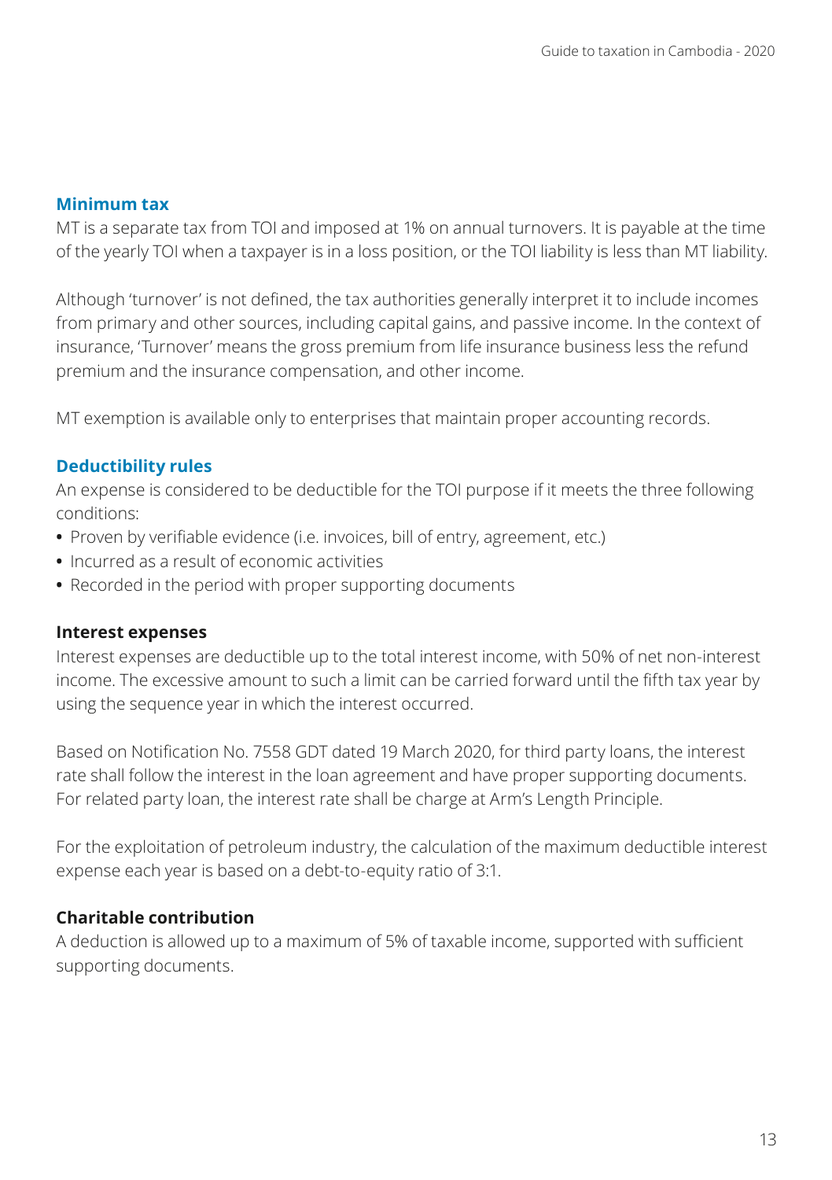## Minimum tax

MT is a separate tax from TOI and imposed at 1% on annual turnovers. It is payable at the time of the yearly TOI when a taxpayer is in a loss position, or the TOI liability is less than MT liability.

Although 'turnover' is not defined, the tax authorities generally interpret it to include incomes from primary and other sources, including capital gains, and passive income. In the context of insurance, 'Turnover' means the gross premium from life insurance business less the refund premium and the insurance compensation, and other income.

MT exemption is available only to enterprises that maintain proper accounting records.

## Deductibility rules

An expense is considered to be deductible for the TOI purpose if it meets the three following conditions:

- Proven by verifiable evidence (i.e. invoices, bill of entry, agreement, etc.)
- Incurred as a result of economic activities
- Recorded in the period with proper supporting documents

### Interest expenses

Interest expenses are deductible up to the total interest income, with 50% of net non-interest income. The excessive amount to such a limit can be carried forward until the fifth tax year by using the sequence year in which the interest occurred.

Based on Notification No. 7558 GDT dated 19 March 2020, for third party loans, the interest rate shall follow the interest in the loan agreement and have proper supporting documents. For related party loan, the interest rate shall be charge at Arm's Length Principle.

For the exploitation of petroleum industry, the calculation of the maximum deductible interest expense each year is based on a debt-to-equity ratio of 3:1.

### Charitable contribution

A deduction is allowed up to a maximum of 5% of taxable income, supported with sufficient supporting documents.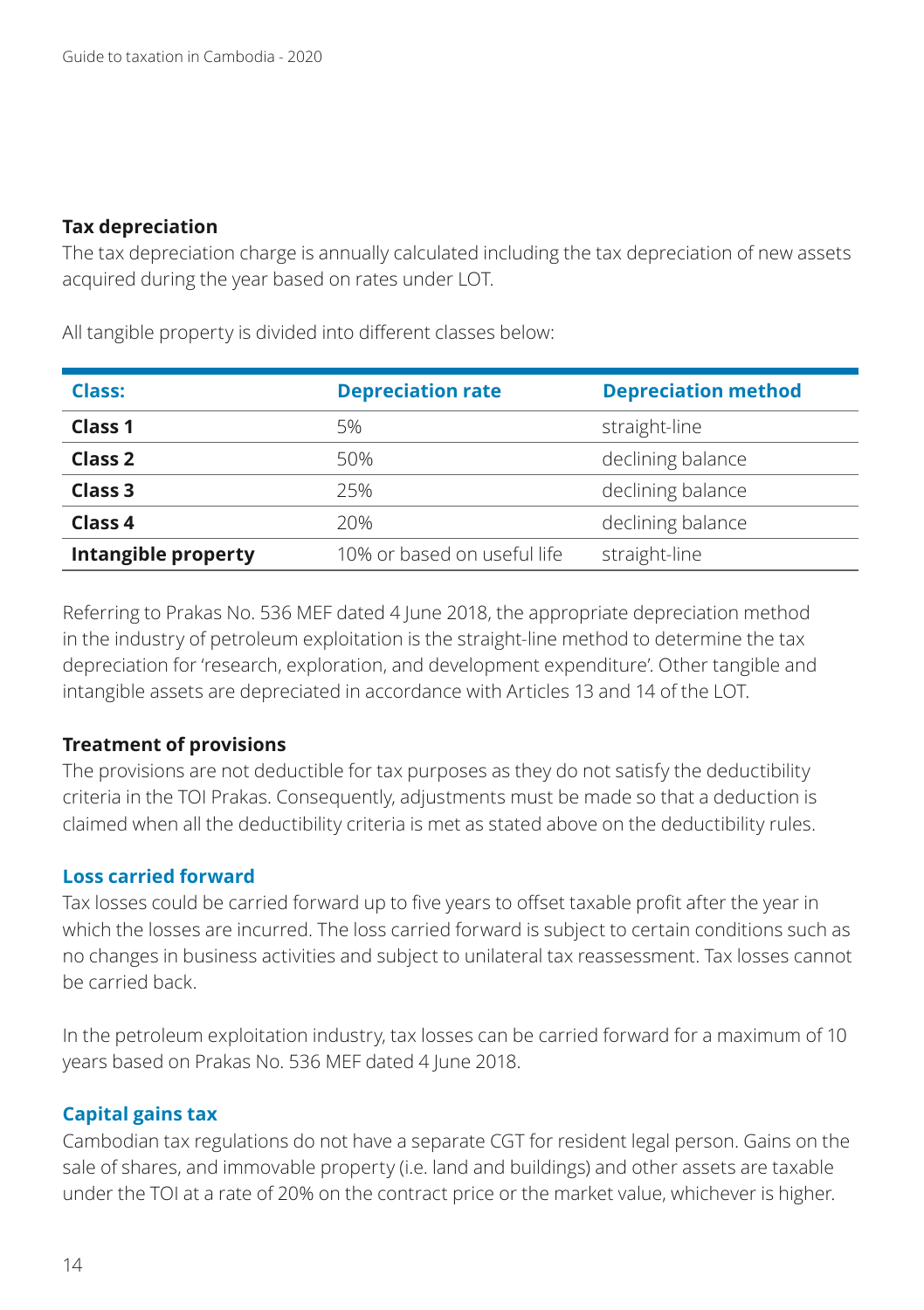### Tax depreciation

The tax depreciation charge is annually calculated including the tax depreciation of new assets acquired during the year based on rates under LOT.

All tangible property is divided into different classes below:

| Class: | Depreciation rate | Depreciation method |
|---|---|---|
| **Class 1** | 5% | straight-line |
| **Class 2** | 50% | declining balance |
| **Class 3** | 25% | declining balance |
| **Class 4** | 20% | declining balance |
| **Intangible property** | 10% or based on useful life | straight-line |

Referring to Prakas No. 536 MEF dated 4 June 2018, the appropriate depreciation method in the industry of petroleum exploitation is the straight-line method to determine the tax depreciation for 'research, exploration, and development expenditure'. Other tangible and intangible assets are depreciated in accordance with Articles 13 and 14 of the LOT.

### Treatment of provisions

The provisions are not deductible for tax purposes as they do not satisfy the deductibility criteria in the TOI Prakas. Consequently, adjustments must be made so that a deduction is claimed when all the deductibility criteria is met as stated above on the deductibility rules.

### Loss carried forward

Tax losses could be carried forward up to five years to offset taxable profit after the year in which the losses are incurred. The loss carried forward is subject to certain conditions such as no changes in business activities and subject to unilateral tax reassessment. Tax losses cannot be carried back.

In the petroleum exploitation industry, tax losses can be carried forward for a maximum of 10 years based on Prakas No. 536 MEF dated 4 June 2018.

### Capital gains tax

Cambodian tax regulations do not have a separate CGT for resident legal person. Gains on the sale of shares, and immovable property (i.e. land and buildings) and other assets are taxable under the TOI at a rate of 20% on the contract price or the market value, whichever is higher.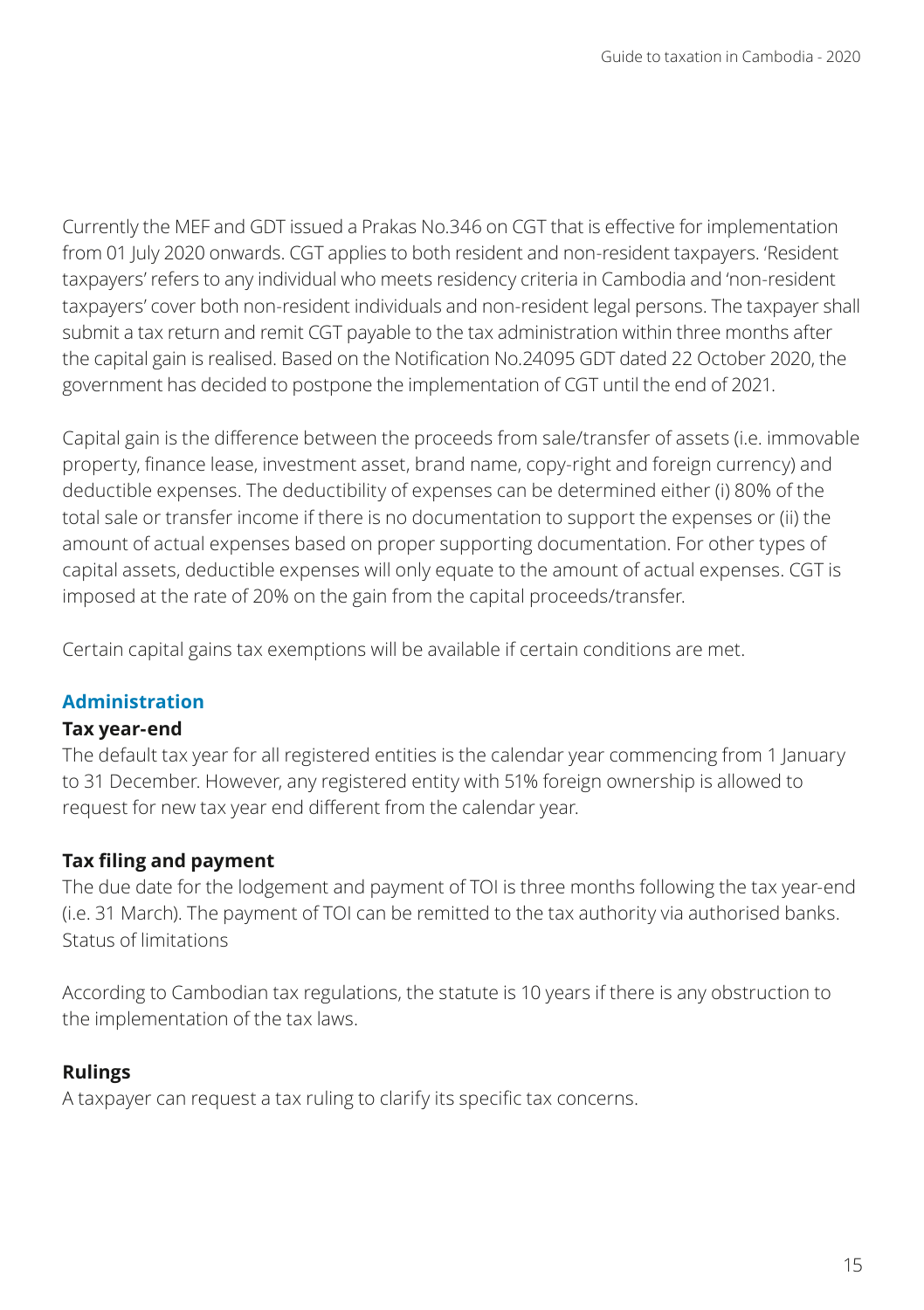Currently the MEF and GDT issued a Prakas No.346 on CGT that is effective for implementation from 01 July 2020 onwards. CGT applies to both resident and non-resident taxpayers. 'Resident taxpayers' refers to any individual who meets residency criteria in Cambodia and 'non-resident taxpayers' cover both non-resident individuals and non-resident legal persons. The taxpayer shall submit a tax return and remit CGT payable to the tax administration within three months after the capital gain is realised. Based on the Notification No.24095 GDT dated 22 October 2020, the government has decided to postpone the implementation of CGT until the end of 2021.

Capital gain is the difference between the proceeds from sale/transfer of assets (i.e. immovable property, finance lease, investment asset, brand name, copy-right and foreign currency) and deductible expenses. The deductibility of expenses can be determined either (i) 80% of the total sale or transfer income if there is no documentation to support the expenses or (ii) the amount of actual expenses based on proper supporting documentation. For other types of capital assets, deductible expenses will only equate to the amount of actual expenses. CGT is imposed at the rate of 20% on the gain from the capital proceeds/transfer.

Certain capital gains tax exemptions will be available if certain conditions are met.

## Administration

### Tax year-end

The default tax year for all registered entities is the calendar year commencing from 1 January to 31 December. However, any registered entity with 51% foreign ownership is allowed to request for new tax year end different from the calendar year.

### Tax filing and payment

The due date for the lodgement and payment of TOI is three months following the tax year-end (i.e. 31 March). The payment of TOI can be remitted to the tax authority via authorised banks.
Status of limitations

According to Cambodian tax regulations, the statute is 10 years if there is any obstruction to the implementation of the tax laws.

### Rulings

A taxpayer can request a tax ruling to clarify its specific tax concerns.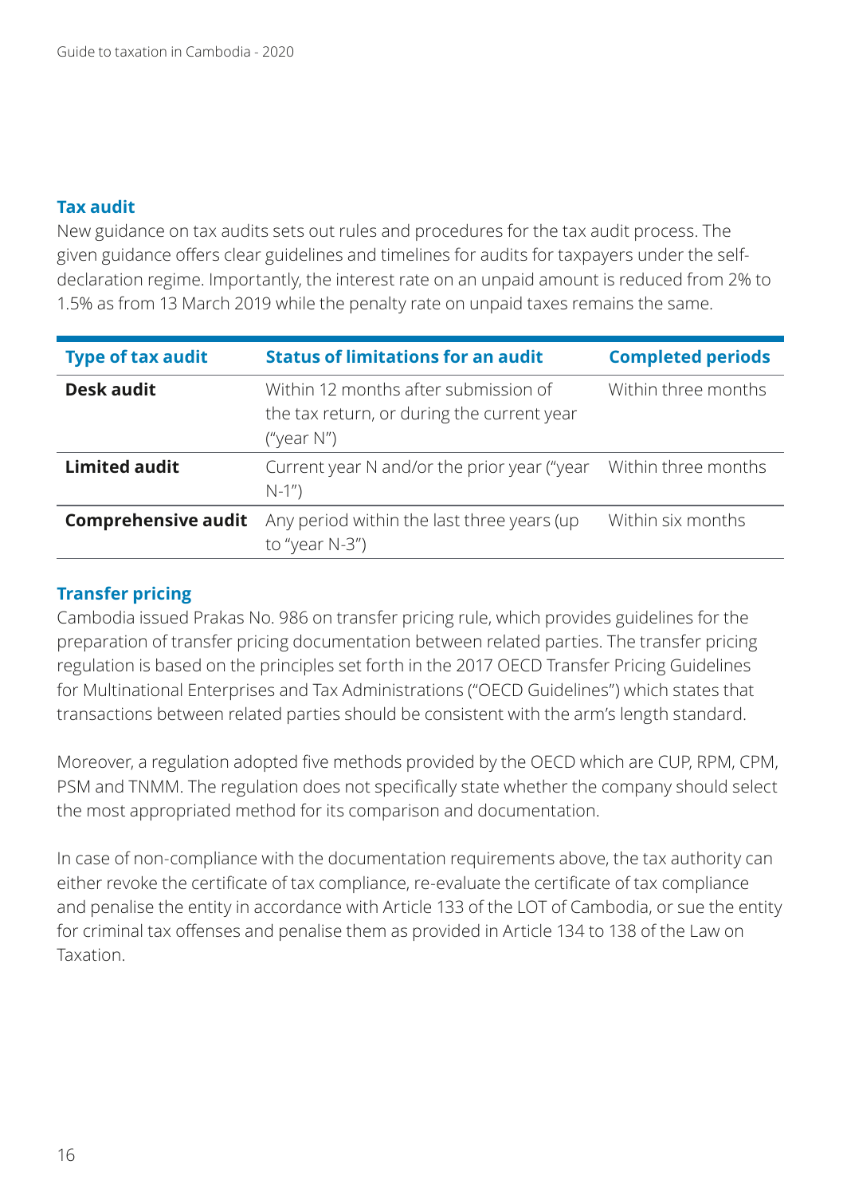## Tax audit

New guidance on tax audits sets out rules and procedures for the tax audit process. The given guidance offers clear guidelines and timelines for audits for taxpayers under the self-declaration regime. Importantly, the interest rate on an unpaid amount is reduced from 2% to 1.5% as from 13 March 2019 while the penalty rate on unpaid taxes remains the same.

| Type of tax audit | Status of limitations for an audit | Completed periods |
|---|---|---|
| **Desk audit** | Within 12 months after submission of the tax return, or during the current year ("year N") | Within three months |
| **Limited audit** | Current year N and/or the prior year ("year N-1") | Within three months |
| **Comprehensive audit** | Any period within the last three years (up to "year N-3") | Within six months |

## Transfer pricing

Cambodia issued Prakas No. 986 on transfer pricing rule, which provides guidelines for the preparation of transfer pricing documentation between related parties. The transfer pricing regulation is based on the principles set forth in the 2017 OECD Transfer Pricing Guidelines for Multinational Enterprises and Tax Administrations ("OECD Guidelines") which states that transactions between related parties should be consistent with the arm's length standard.

Moreover, a regulation adopted five methods provided by the OECD which are CUP, RPM, CPM, PSM and TNMM. The regulation does not specifically state whether the company should select the most appropriated method for its comparison and documentation.

In case of non-compliance with the documentation requirements above, the tax authority can either revoke the certificate of tax compliance, re-evaluate the certificate of tax compliance and penalise the entity in accordance with Article 133 of the LOT of Cambodia, or sue the entity for criminal tax offenses and penalise them as provided in Article 134 to 138 of the Law on Taxation.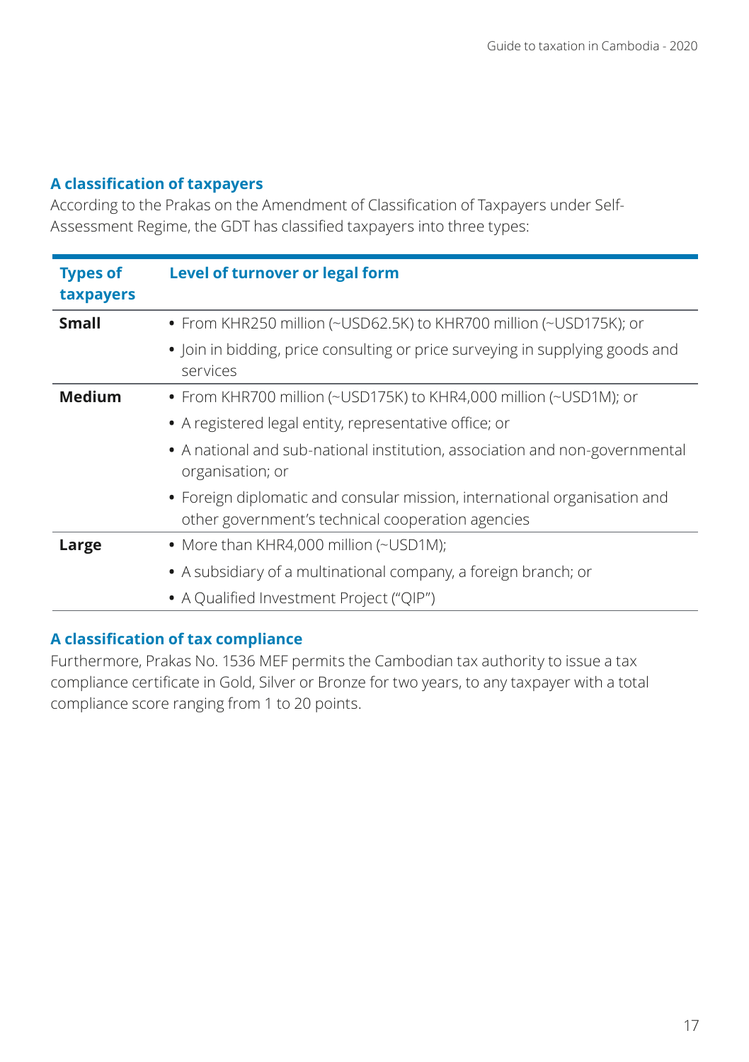## A classification of taxpayers

According to the Prakas on the Amendment of Classification of Taxpayers under Self-Assessment Regime, the GDT has classified taxpayers into three types:

| Types of taxpayers | Level of turnover or legal form |
|---|---|
| **Small** | • From KHR250 million (~USD62.5K) to KHR700 million (~USD175K); or<br>• Join in bidding, price consulting or price surveying in supplying goods and services |
| **Medium** | • From KHR700 million (~USD175K) to KHR4,000 million (~USD1M); or<br>• A registered legal entity, representative office; or<br>• A national and sub-national institution, association and non-governmental organisation; or<br>• Foreign diplomatic and consular mission, international organisation and other government's technical cooperation agencies |
| **Large** | • More than KHR4,000 million (~USD1M);<br>• A subsidiary of a multinational company, a foreign branch; or<br>• A Qualified Investment Project ("QIP") |

## A classification of tax compliance

Furthermore, Prakas No. 1536 MEF permits the Cambodian tax authority to issue a tax compliance certificate in Gold, Silver or Bronze for two years, to any taxpayer with a total compliance score ranging from 1 to 20 points.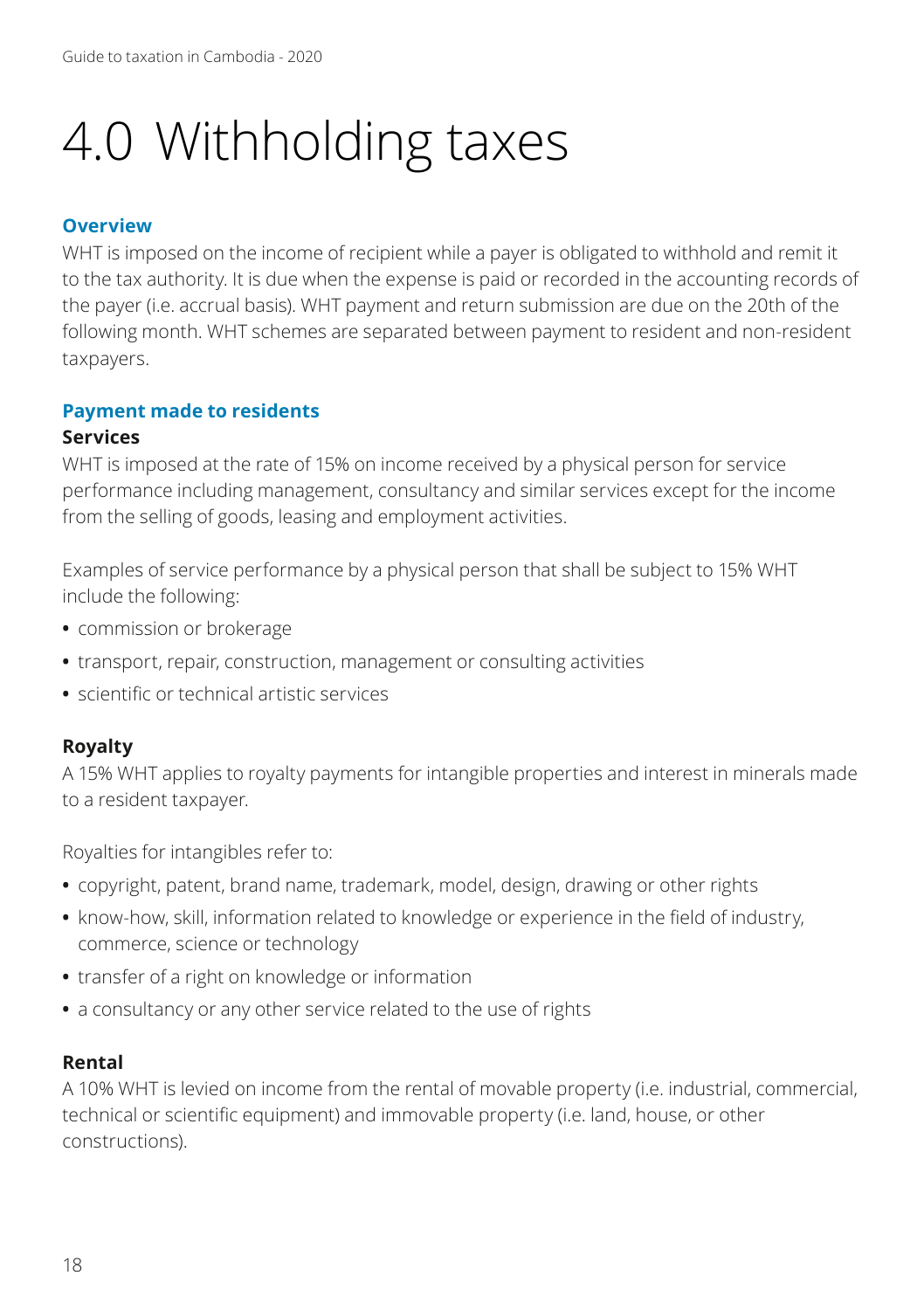# 4.0 Withholding taxes

## Overview

WHT is imposed on the income of recipient while a payer is obligated to withhold and remit it to the tax authority. It is due when the expense is paid or recorded in the accounting records of the payer (i.e. accrual basis). WHT payment and return submission are due on the 20th of the following month. WHT schemes are separated between payment to resident and non-resident taxpayers.

## Payment made to residents

### Services

WHT is imposed at the rate of 15% on income received by a physical person for service performance including management, consultancy and similar services except for the income from the selling of goods, leasing and employment activities.

Examples of service performance by a physical person that shall be subject to 15% WHT include the following:

- commission or brokerage
- transport, repair, construction, management or consulting activities
- scientific or technical artistic services

### Royalty

A 15% WHT applies to royalty payments for intangible properties and interest in minerals made to a resident taxpayer.

Royalties for intangibles refer to:

- copyright, patent, brand name, trademark, model, design, drawing or other rights
- know-how, skill, information related to knowledge or experience in the field of industry, commerce, science or technology
- transfer of a right on knowledge or information
- a consultancy or any other service related to the use of rights

### Rental

A 10% WHT is levied on income from the rental of movable property (i.e. industrial, commercial, technical or scientific equipment) and immovable property (i.e. land, house, or other constructions).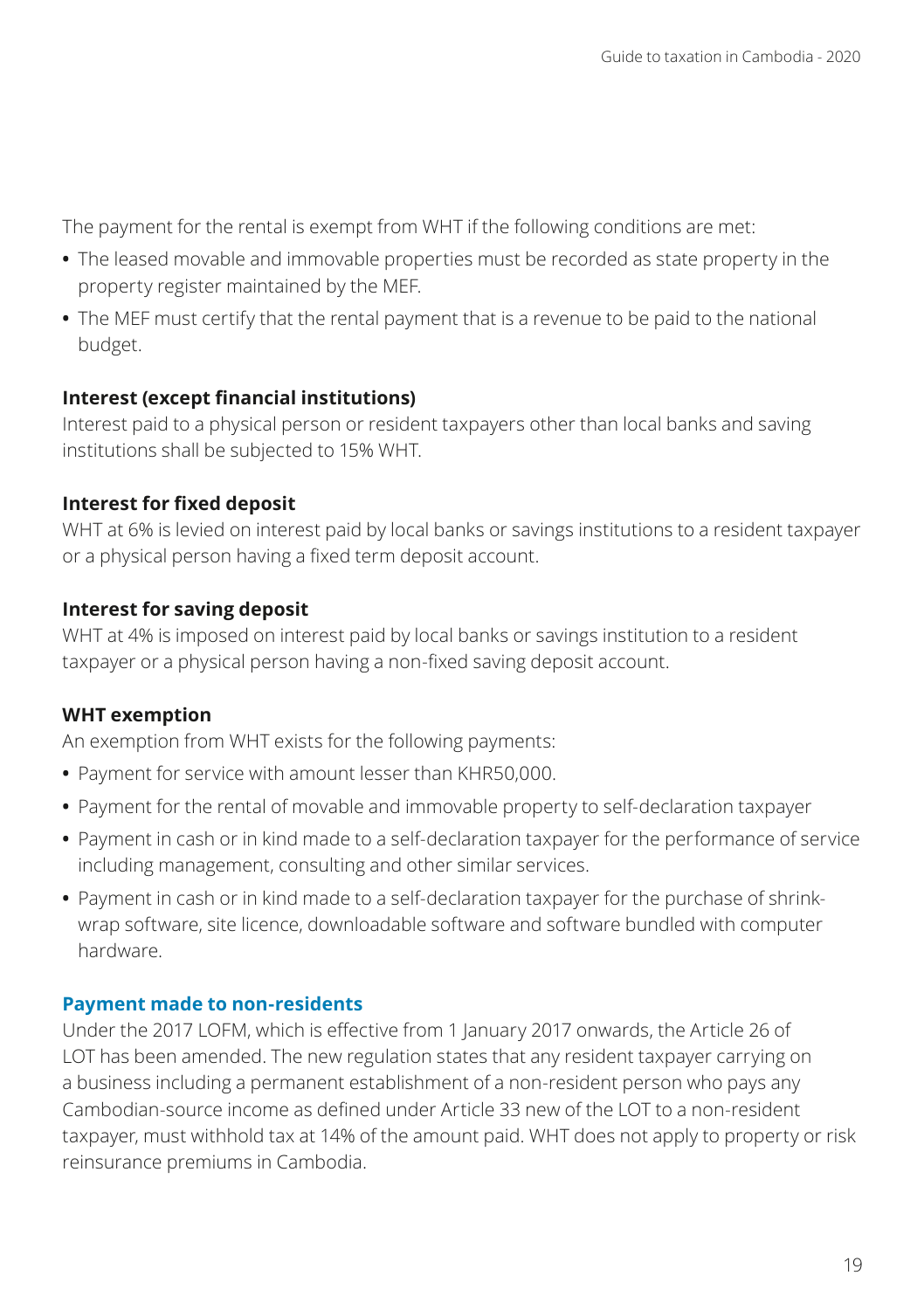The payment for the rental is exempt from WHT if the following conditions are met:

- The leased movable and immovable properties must be recorded as state property in the property register maintained by the MEF.
- The MEF must certify that the rental payment that is a revenue to be paid to the national budget.

**Interest (except financial institutions)**

Interest paid to a physical person or resident taxpayers other than local banks and saving institutions shall be subjected to 15% WHT.

**Interest for fixed deposit**

WHT at 6% is levied on interest paid by local banks or savings institutions to a resident taxpayer or a physical person having a fixed term deposit account.

**Interest for saving deposit**

WHT at 4% is imposed on interest paid by local banks or savings institution to a resident taxpayer or a physical person having a non-fixed saving deposit account.

**WHT exemption**

An exemption from WHT exists for the following payments:

- Payment for service with amount lesser than KHR50,000.
- Payment for the rental of movable and immovable property to self-declaration taxpayer
- Payment in cash or in kind made to a self-declaration taxpayer for the performance of service including management, consulting and other similar services.
- Payment in cash or in kind made to a self-declaration taxpayer for the purchase of shrink-wrap software, site licence, downloadable software and software bundled with computer hardware.

### Payment made to non-residents

Under the 2017 LOFM, which is effective from 1 January 2017 onwards, the Article 26 of LOT has been amended. The new regulation states that any resident taxpayer carrying on a business including a permanent establishment of a non-resident person who pays any Cambodian-source income as defined under Article 33 new of the LOT to a non-resident taxpayer, must withhold tax at 14% of the amount paid. WHT does not apply to property or risk reinsurance premiums in Cambodia.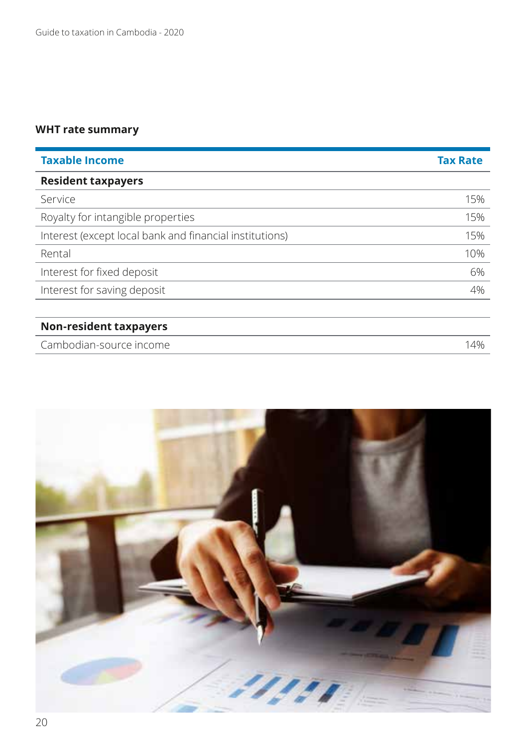**WHT rate summary**

| Taxable Income | Tax Rate |
|---|---|
| **Resident taxpayers** | |
| Service | 15% |
| Royalty for intangible properties | 15% |
| Interest (except local bank and financial institutions) | 15% |
| Rental | 10% |
| Interest for fixed deposit | 6% |
| Interest for saving deposit | 4% |
| **Non-resident taxpayers** | |
| Cambodian-source income | 14% |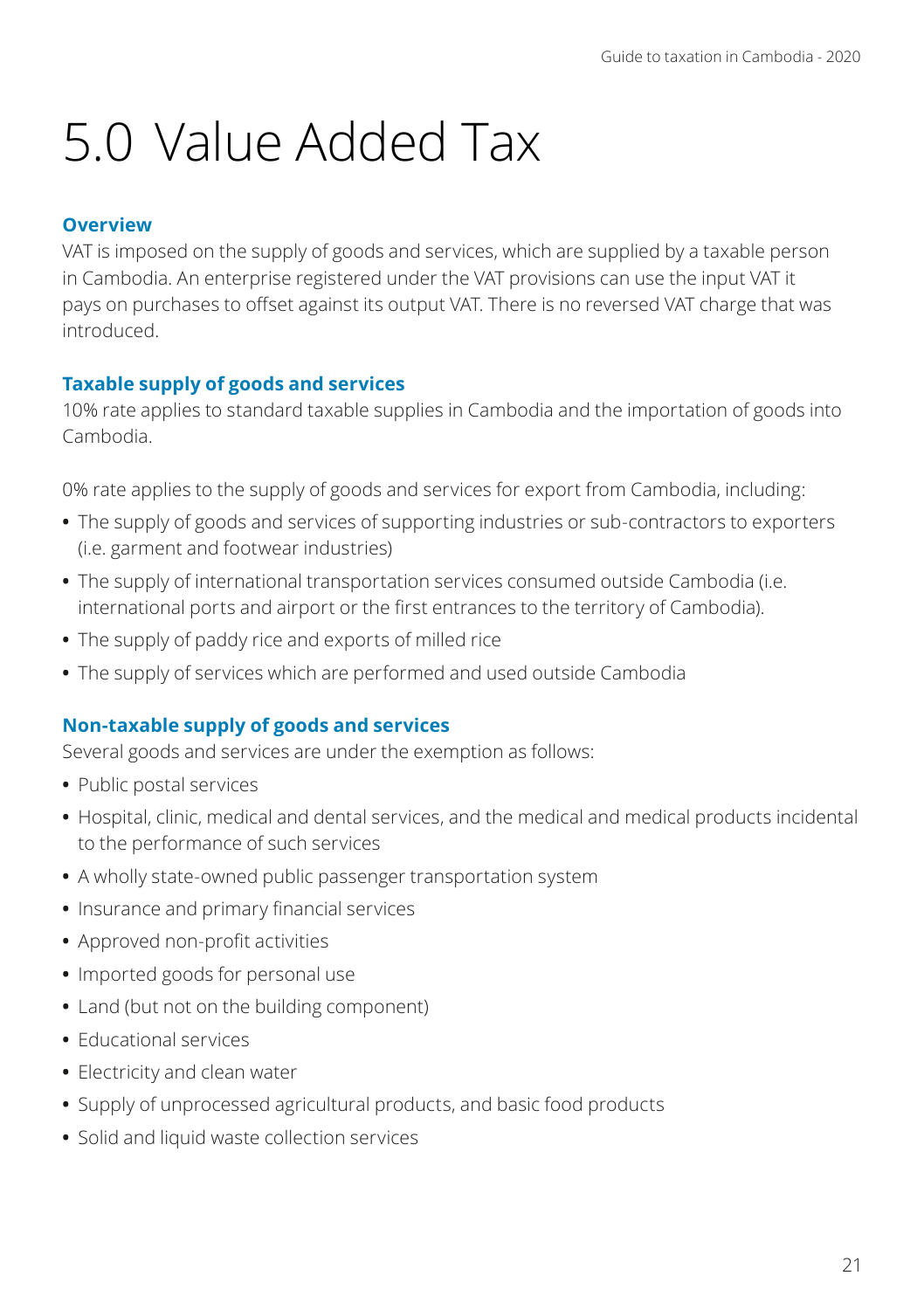# 5.0 Value Added Tax

### Overview

VAT is imposed on the supply of goods and services, which are supplied by a taxable person in Cambodia. An enterprise registered under the VAT provisions can use the input VAT it pays on purchases to offset against its output VAT. There is no reversed VAT charge that was introduced.

### Taxable supply of goods and services

10% rate applies to standard taxable supplies in Cambodia and the importation of goods into Cambodia.

0% rate applies to the supply of goods and services for export from Cambodia, including:

- The supply of goods and services of supporting industries or sub-contractors to exporters (i.e. garment and footwear industries)
- The supply of international transportation services consumed outside Cambodia (i.e. international ports and airport or the first entrances to the territory of Cambodia).
- The supply of paddy rice and exports of milled rice
- The supply of services which are performed and used outside Cambodia

### Non-taxable supply of goods and services

Several goods and services are under the exemption as follows:

- Public postal services
- Hospital, clinic, medical and dental services, and the medical and medical products incidental to the performance of such services
- A wholly state-owned public passenger transportation system
- Insurance and primary financial services
- Approved non-profit activities
- Imported goods for personal use
- Land (but not on the building component)
- Educational services
- Electricity and clean water
- Supply of unprocessed agricultural products, and basic food products
- Solid and liquid waste collection services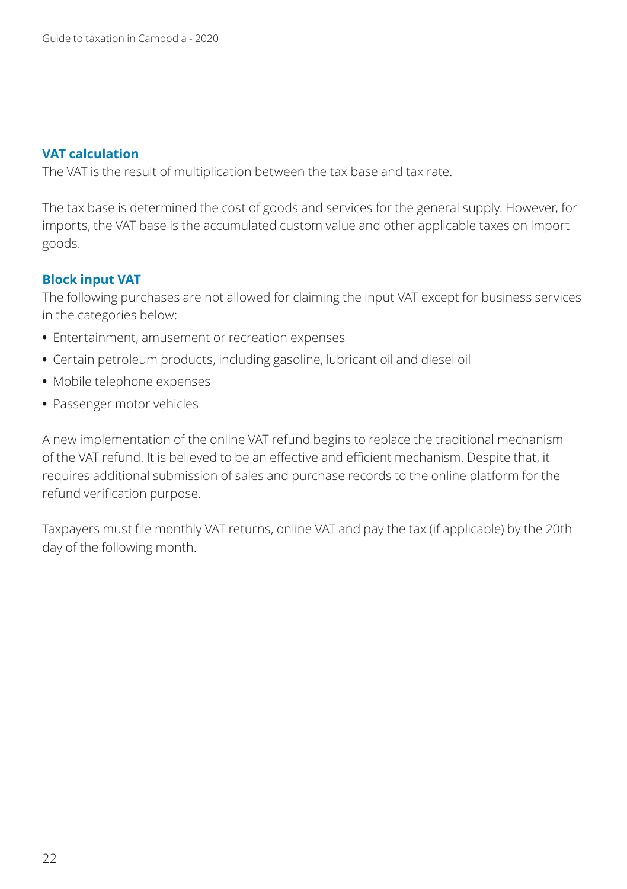### VAT calculation

The VAT is the result of multiplication between the tax base and tax rate.

The tax base is determined the cost of goods and services for the general supply. However, for imports, the VAT base is the accumulated custom value and other applicable taxes on import goods.

### Block input VAT

The following purchases are not allowed for claiming the input VAT except for business services in the categories below:

- Entertainment, amusement or recreation expenses
- Certain petroleum products, including gasoline, lubricant oil and diesel oil
- Mobile telephone expenses
- Passenger motor vehicles

A new implementation of the online VAT refund begins to replace the traditional mechanism of the VAT refund. It is believed to be an effective and efficient mechanism. Despite that, it requires additional submission of sales and purchase records to the online platform for the refund verification purpose.

Taxpayers must file monthly VAT returns, online VAT and pay the tax (if applicable) by the 20th day of the following month.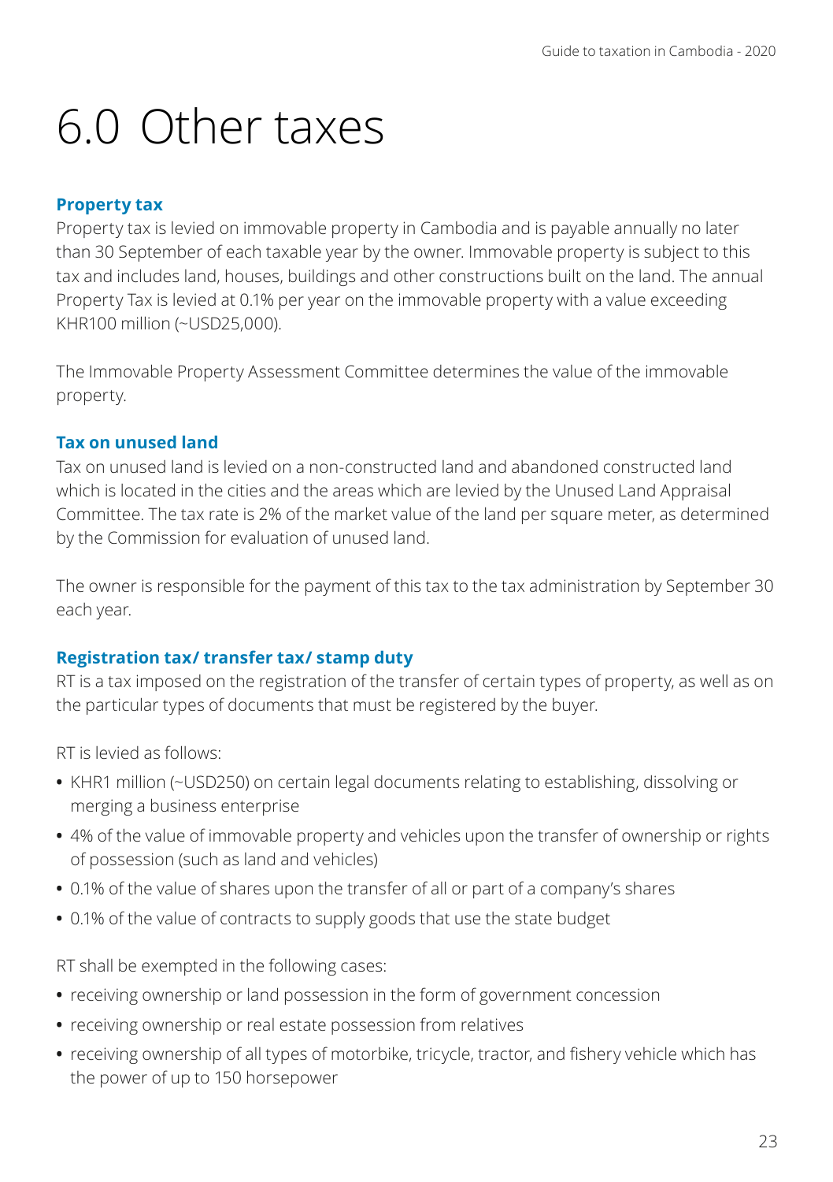# 6.0 Other taxes

### Property tax

Property tax is levied on immovable property in Cambodia and is payable annually no later than 30 September of each taxable year by the owner. Immovable property is subject to this tax and includes land, houses, buildings and other constructions built on the land. The annual Property Tax is levied at 0.1% per year on the immovable property with a value exceeding KHR100 million (~USD25,000).

The Immovable Property Assessment Committee determines the value of the immovable property.

### Tax on unused land

Tax on unused land is levied on a non-constructed land and abandoned constructed land which is located in the cities and the areas which are levied by the Unused Land Appraisal Committee. The tax rate is 2% of the market value of the land per square meter, as determined by the Commission for evaluation of unused land.

The owner is responsible for the payment of this tax to the tax administration by September 30 each year.

### Registration tax/ transfer tax/ stamp duty

RT is a tax imposed on the registration of the transfer of certain types of property, as well as on the particular types of documents that must be registered by the buyer.

RT is levied as follows:

- KHR1 million (~USD250) on certain legal documents relating to establishing, dissolving or merging a business enterprise
- 4% of the value of immovable property and vehicles upon the transfer of ownership or rights of possession (such as land and vehicles)
- 0.1% of the value of shares upon the transfer of all or part of a company's shares
- 0.1% of the value of contracts to supply goods that use the state budget

RT shall be exempted in the following cases:

- receiving ownership or land possession in the form of government concession
- receiving ownership or real estate possession from relatives
- receiving ownership of all types of motorbike, tricycle, tractor, and fishery vehicle which has the power of up to 150 horsepower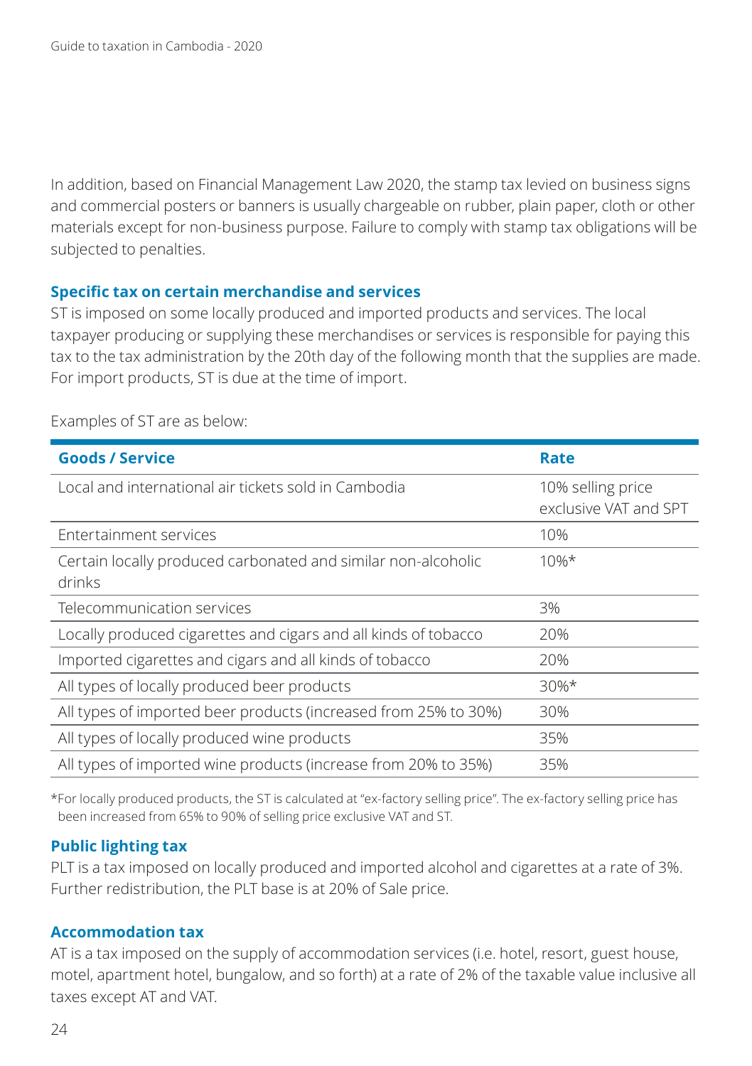In addition, based on Financial Management Law 2020, the stamp tax levied on business signs and commercial posters or banners is usually chargeable on rubber, plain paper, cloth or other materials except for non-business purpose. Failure to comply with stamp tax obligations will be subjected to penalties.

## Specific tax on certain merchandise and services

ST is imposed on some locally produced and imported products and services. The local taxpayer producing or supplying these merchandises or services is responsible for paying this tax to the tax administration by the 20th day of the following month that the supplies are made. For import products, ST is due at the time of import.

Examples of ST are as below:

| Goods / Service | Rate |
|---|---|
| Local and international air tickets sold in Cambodia | 10% selling price exclusive VAT and SPT |
| Entertainment services | 10% |
| Certain locally produced carbonated and similar non-alcoholic drinks | 10%* |
| Telecommunication services | 3% |
| Locally produced cigarettes and cigars and all kinds of tobacco | 20% |
| Imported cigarettes and cigars and all kinds of tobacco | 20% |
| All types of locally produced beer products | 30%* |
| All types of imported beer products (increased from 25% to 30%) | 30% |
| All types of locally produced wine products | 35% |
| All types of imported wine products (increase from 20% to 35%) | 35% |

*For locally produced products, the ST is calculated at "ex-factory selling price". The ex-factory selling price has been increased from 65% to 90% of selling price exclusive VAT and ST.

## Public lighting tax

PLT is a tax imposed on locally produced and imported alcohol and cigarettes at a rate of 3%. Further redistribution, the PLT base is at 20% of Sale price.

## Accommodation tax

AT is a tax imposed on the supply of accommodation services (i.e. hotel, resort, guest house, motel, apartment hotel, bungalow, and so forth) at a rate of 2% of the taxable value inclusive all taxes except AT and VAT.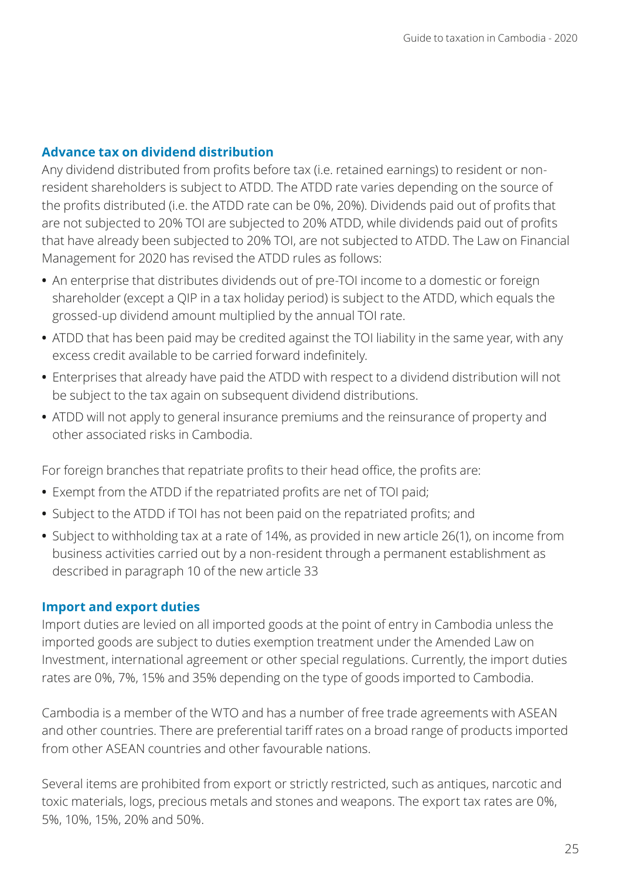### Advance tax on dividend distribution

Any dividend distributed from profits before tax (i.e. retained earnings) to resident or non-resident shareholders is subject to ATDD. The ATDD rate varies depending on the source of the profits distributed (i.e. the ATDD rate can be 0%, 20%). Dividends paid out of profits that are not subjected to 20% TOI are subjected to 20% ATDD, while dividends paid out of profits that have already been subjected to 20% TOI, are not subjected to ATDD. The Law on Financial Management for 2020 has revised the ATDD rules as follows:

- An enterprise that distributes dividends out of pre-TOI income to a domestic or foreign shareholder (except a QIP in a tax holiday period) is subject to the ATDD, which equals the grossed-up dividend amount multiplied by the annual TOI rate.
- ATDD that has been paid may be credited against the TOI liability in the same year, with any excess credit available to be carried forward indefinitely.
- Enterprises that already have paid the ATDD with respect to a dividend distribution will not be subject to the tax again on subsequent dividend distributions.
- ATDD will not apply to general insurance premiums and the reinsurance of property and other associated risks in Cambodia.

For foreign branches that repatriate profits to their head office, the profits are:

- Exempt from the ATDD if the repatriated profits are net of TOI paid;
- Subject to the ATDD if TOI has not been paid on the repatriated profits; and
- Subject to withholding tax at a rate of 14%, as provided in new article 26(1), on income from business activities carried out by a non-resident through a permanent establishment as described in paragraph 10 of the new article 33

### Import and export duties

Import duties are levied on all imported goods at the point of entry in Cambodia unless the imported goods are subject to duties exemption treatment under the Amended Law on Investment, international agreement or other special regulations. Currently, the import duties rates are 0%, 7%, 15% and 35% depending on the type of goods imported to Cambodia.

Cambodia is a member of the WTO and has a number of free trade agreements with ASEAN and other countries. There are preferential tariff rates on a broad range of products imported from other ASEAN countries and other favourable nations.

Several items are prohibited from export or strictly restricted, such as antiques, narcotic and toxic materials, logs, precious metals and stones and weapons. The export tax rates are 0%, 5%, 10%, 15%, 20% and 50%.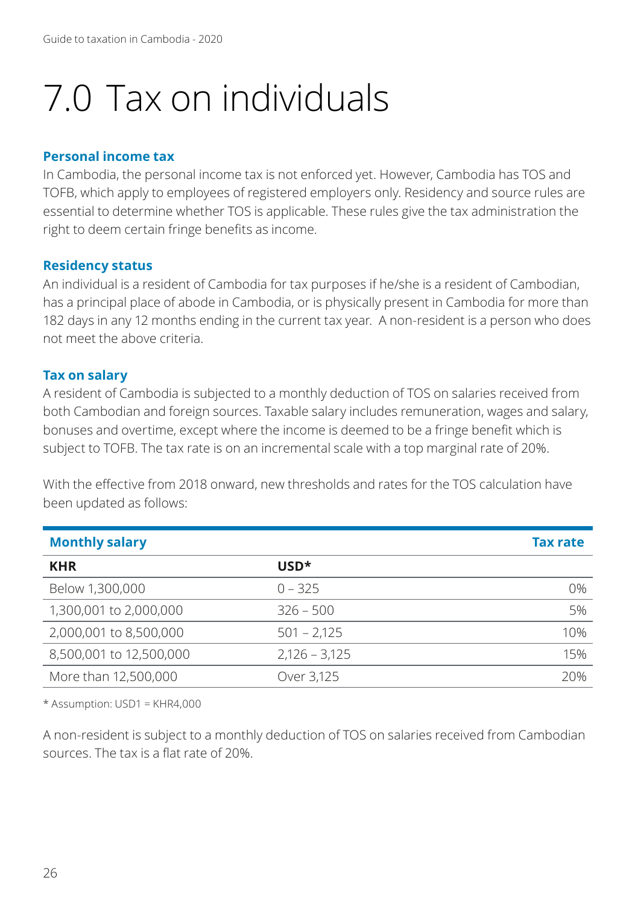# 7.0 Tax on individuals

### Personal income tax

In Cambodia, the personal income tax is not enforced yet. However, Cambodia has TOS and TOFB, which apply to employees of registered employers only. Residency and source rules are essential to determine whether TOS is applicable. These rules give the tax administration the right to deem certain fringe benefits as income.

### Residency status

An individual is a resident of Cambodia for tax purposes if he/she is a resident of Cambodian, has a principal place of abode in Cambodia, or is physically present in Cambodia for more than 182 days in any 12 months ending in the current tax year.  A non-resident is a person who does not meet the above criteria.

### Tax on salary

A resident of Cambodia is subjected to a monthly deduction of TOS on salaries received from both Cambodian and foreign sources. Taxable salary includes remuneration, wages and salary, bonuses and overtime, except where the income is deemed to be a fringe benefit which is subject to TOFB. The tax rate is on an incremental scale with a top marginal rate of 20%.

With the effective from 2018 onward, new thresholds and rates for the TOS calculation have been updated as follows:

| Monthly salary | | Tax rate |
|---|---|---|
| **KHR** | **USD*** | |
| Below 1,300,000 | 0 – 325 | 0% |
| 1,300,001 to 2,000,000 | 326 – 500 | 5% |
| 2,000,001 to 8,500,000 | 501 – 2,125 | 10% |
| 8,500,001 to 12,500,000 | 2,126 – 3,125 | 15% |
| More than 12,500,000 | Over 3,125 | 20% |

\* Assumption: USD1 = KHR4,000

A non-resident is subject to a monthly deduction of TOS on salaries received from Cambodian sources. The tax is a flat rate of 20%.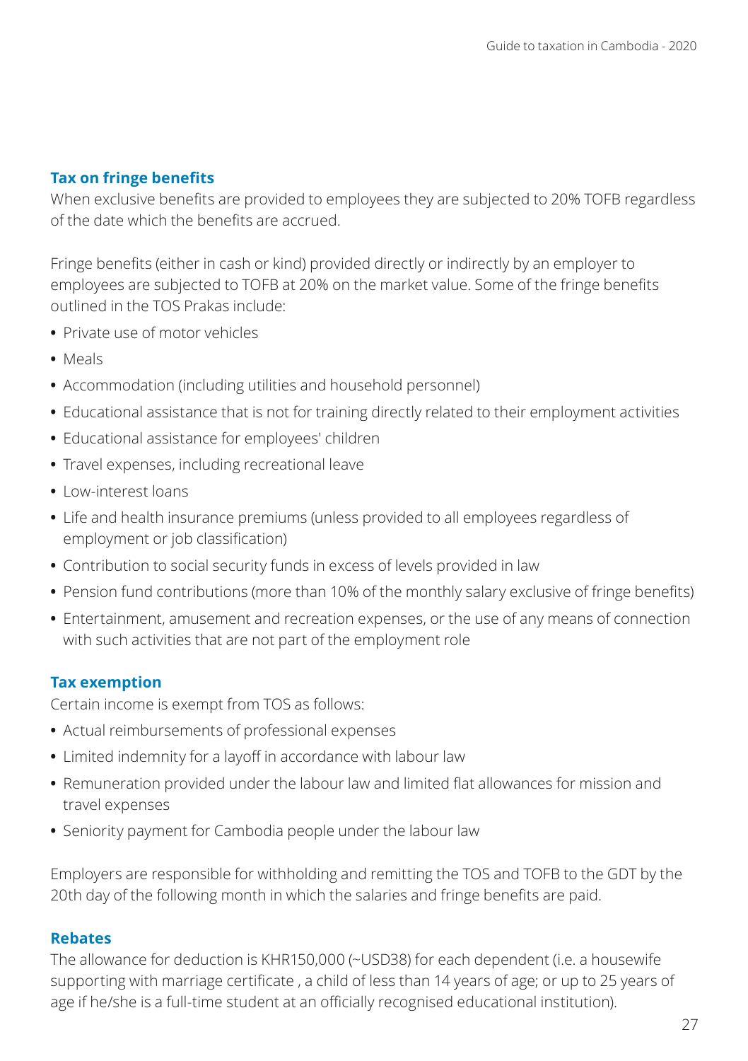### Tax on fringe benefits

When exclusive benefits are provided to employees they are subjected to 20% TOFB regardless of the date which the benefits are accrued.

Fringe benefits (either in cash or kind) provided directly or indirectly by an employer to employees are subjected to TOFB at 20% on the market value. Some of the fringe benefits outlined in the TOS Prakas include:

- Private use of motor vehicles
- Meals
- Accommodation (including utilities and household personnel)
- Educational assistance that is not for training directly related to their employment activities
- Educational assistance for employees' children
- Travel expenses, including recreational leave
- Low-interest loans
- Life and health insurance premiums (unless provided to all employees regardless of employment or job classification)
- Contribution to social security funds in excess of levels provided in law
- Pension fund contributions (more than 10% of the monthly salary exclusive of fringe benefits)
- Entertainment, amusement and recreation expenses, or the use of any means of connection with such activities that are not part of the employment role

### Tax exemption

Certain income is exempt from TOS as follows:

- Actual reimbursements of professional expenses
- Limited indemnity for a layoff in accordance with labour law
- Remuneration provided under the labour law and limited flat allowances for mission and travel expenses
- Seniority payment for Cambodia people under the labour law

Employers are responsible for withholding and remitting the TOS and TOFB to the GDT by the 20th day of the following month in which the salaries and fringe benefits are paid.

### Rebates

The allowance for deduction is KHR150,000 (~USD38) for each dependent (i.e. a housewife supporting with marriage certificate , a child of less than 14 years of age; or up to 25 years of age if he/she is a full-time student at an officially recognised educational institution).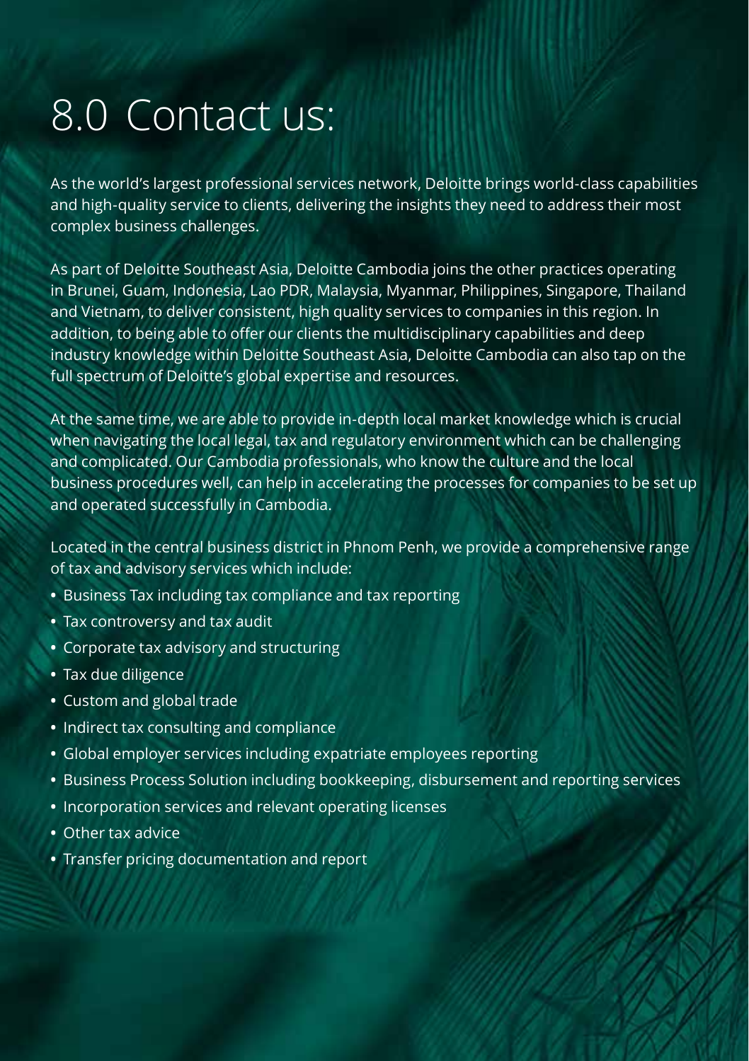# 8.0 Contact us:

As the world's largest professional services network, Deloitte brings world-class capabilities and high-quality service to clients, delivering the insights they need to address their most complex business challenges.

As part of Deloitte Southeast Asia, Deloitte Cambodia joins the other practices operating in Brunei, Guam, Indonesia, Lao PDR, Malaysia, Myanmar, Philippines, Singapore, Thailand and Vietnam, to deliver consistent, high quality services to companies in this region. In addition, to being able to offer our clients the multidisciplinary capabilities and deep industry knowledge within Deloitte Southeast Asia, Deloitte Cambodia can also tap on the full spectrum of Deloitte's global expertise and resources.

At the same time, we are able to provide in-depth local market knowledge which is crucial when navigating the local legal, tax and regulatory environment which can be challenging and complicated. Our Cambodia professionals, who know the culture and the local business procedures well, can help in accelerating the processes for companies to be set up and operated successfully in Cambodia.

Located in the central business district in Phnom Penh, we provide a comprehensive range of tax and advisory services which include:

- Business Tax including tax compliance and tax reporting
- Tax controversy and tax audit
- Corporate tax advisory and structuring
- Tax due diligence
- Custom and global trade
- Indirect tax consulting and compliance
- Global employer services including expatriate employees reporting
- Business Process Solution including bookkeeping, disbursement and reporting services
- Incorporation services and relevant operating licenses
- Other tax advice
- Transfer pricing documentation and report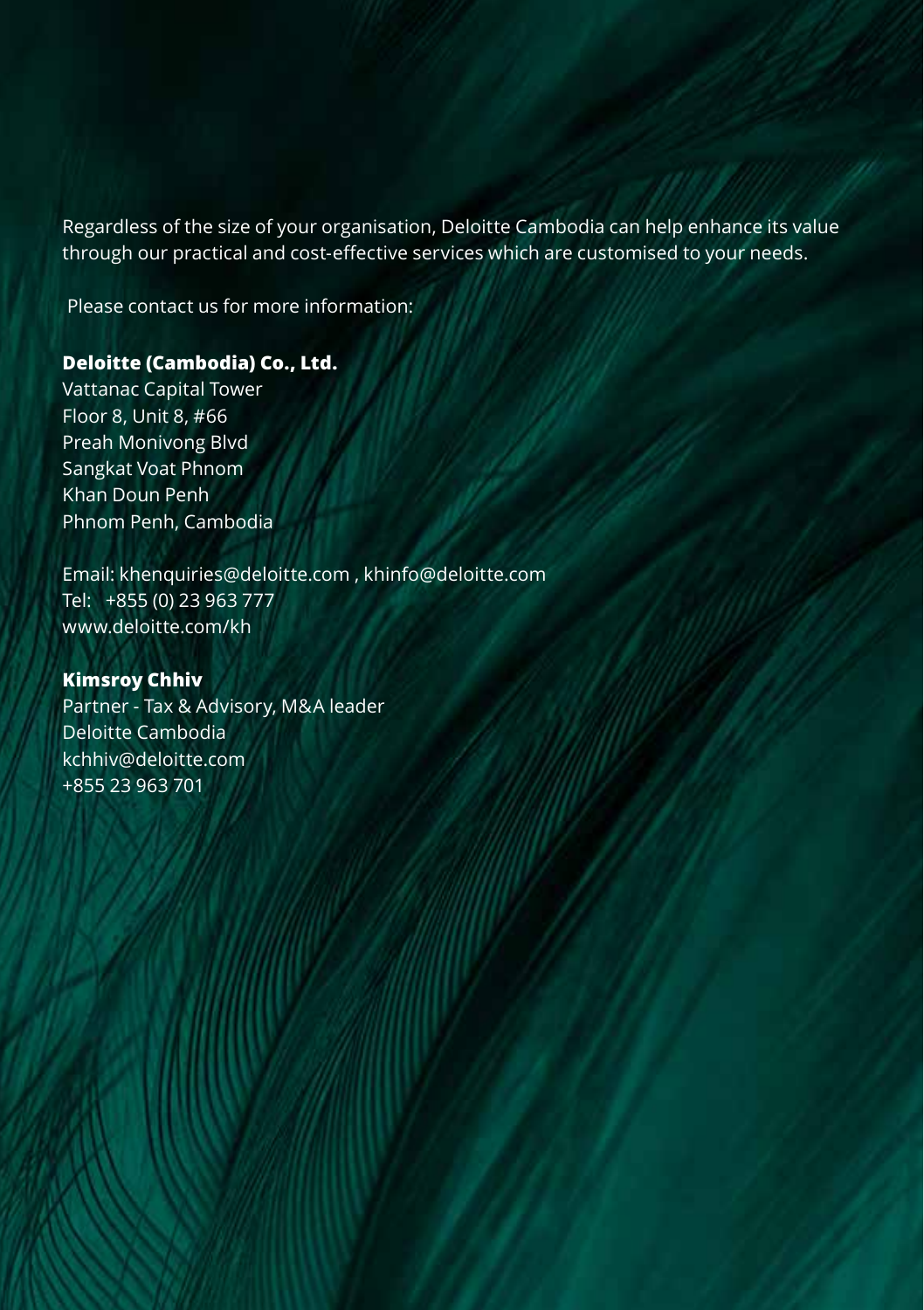Regardless of the size of your organisation, Deloitte Cambodia can help enhance its value through our practical and cost-effective services which are customised to your needs.

Please contact us for more information:

**Deloitte (Cambodia) Co., Ltd.**
Vattanac Capital Tower
Floor 8, Unit 8, #66
Preah Monivong Blvd
Sangkat Voat Phnom
Khan Doun Penh
Phnom Penh, Cambodia

Email: khenquiries@deloitte.com , khinfo@deloitte.com
Tel: +855 (0) 23 963 777
www.deloitte.com/kh

**Kimsroy Chhiv**
Partner - Tax & Advisory, M&A leader
Deloitte Cambodia
kchhiv@deloitte.com
+855 23 963 701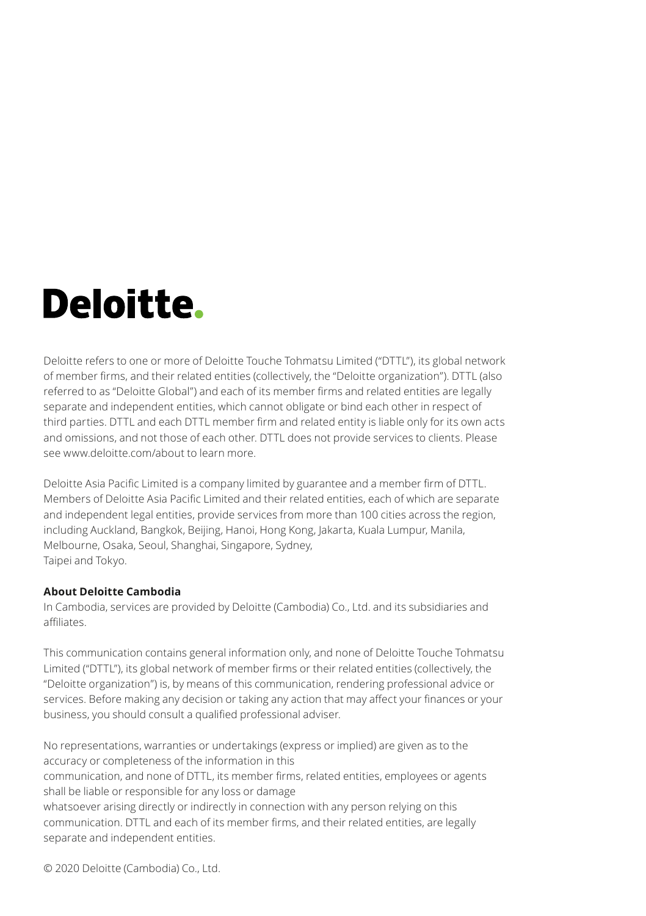# Deloitte.

Deloitte refers to one or more of Deloitte Touche Tohmatsu Limited ("DTTL"), its global network of member firms, and their related entities (collectively, the "Deloitte organization"). DTTL (also referred to as "Deloitte Global") and each of its member firms and related entities are legally separate and independent entities, which cannot obligate or bind each other in respect of third parties. DTTL and each DTTL member firm and related entity is liable only for its own acts and omissions, and not those of each other. DTTL does not provide services to clients. Please see www.deloitte.com/about to learn more.

Deloitte Asia Pacific Limited is a company limited by guarantee and a member firm of DTTL. Members of Deloitte Asia Pacific Limited and their related entities, each of which are separate and independent legal entities, provide services from more than 100 cities across the region, including Auckland, Bangkok, Beijing, Hanoi, Hong Kong, Jakarta, Kuala Lumpur, Manila, Melbourne, Osaka, Seoul, Shanghai, Singapore, Sydney, Taipei and Tokyo.

**About Deloitte Cambodia**

In Cambodia, services are provided by Deloitte (Cambodia) Co., Ltd. and its subsidiaries and affiliates.

This communication contains general information only, and none of Deloitte Touche Tohmatsu Limited ("DTTL"), its global network of member firms or their related entities (collectively, the "Deloitte organization") is, by means of this communication, rendering professional advice or services. Before making any decision or taking any action that may affect your finances or your business, you should consult a qualified professional adviser.

No representations, warranties or undertakings (express or implied) are given as to the accuracy or completeness of the information in this communication, and none of DTTL, its member firms, related entities, employees or agents shall be liable or responsible for any loss or damage whatsoever arising directly or indirectly in connection with any person relying on this communication. DTTL and each of its member firms, and their related entities, are legally separate and independent entities.

© 2020 Deloitte (Cambodia) Co., Ltd.